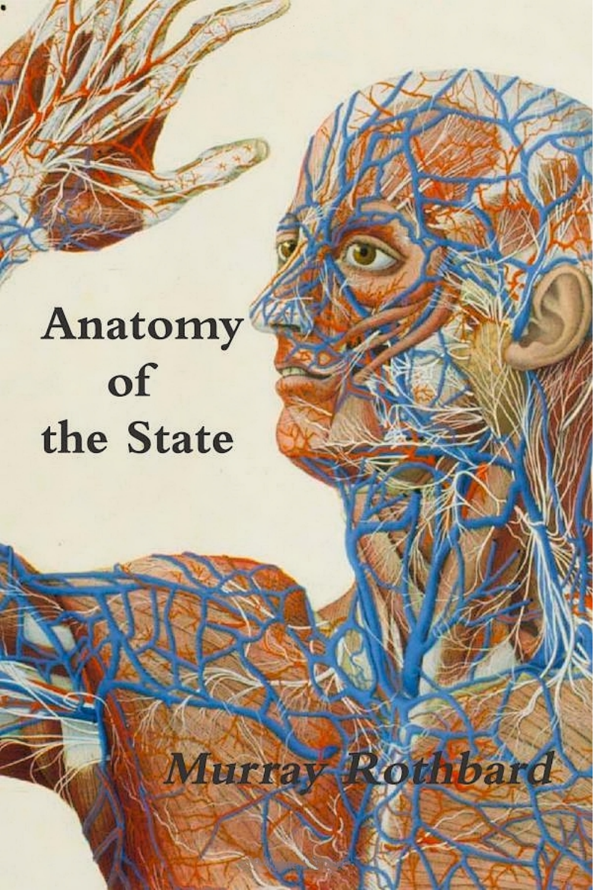# Anatomy of the State

*Murray Rothbard*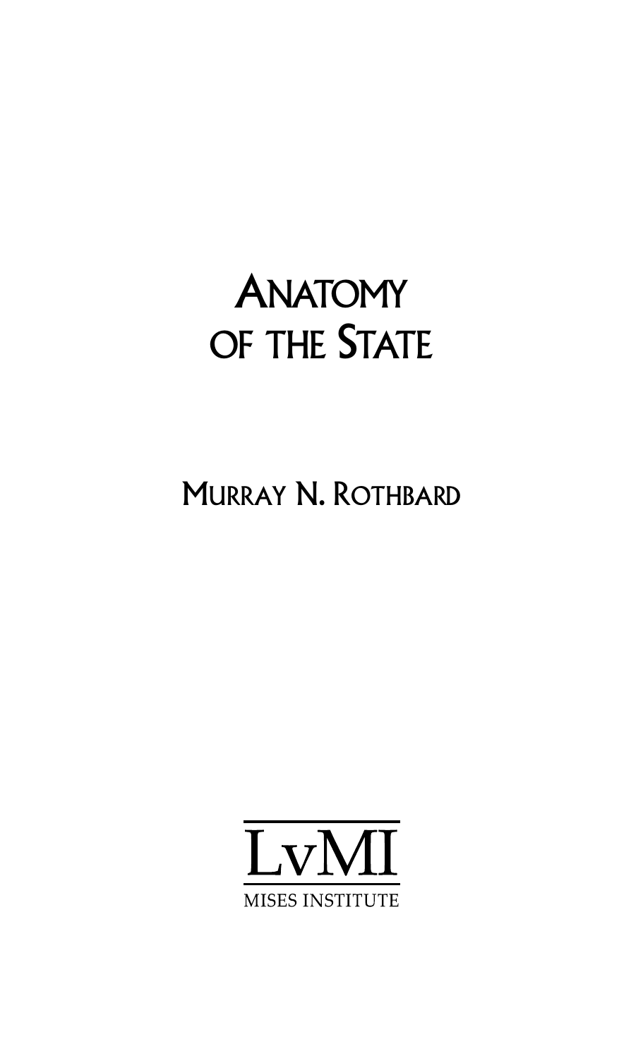# Anatomy of the State

Murray N. Rothbard

LvMI

MISES INSTITUTE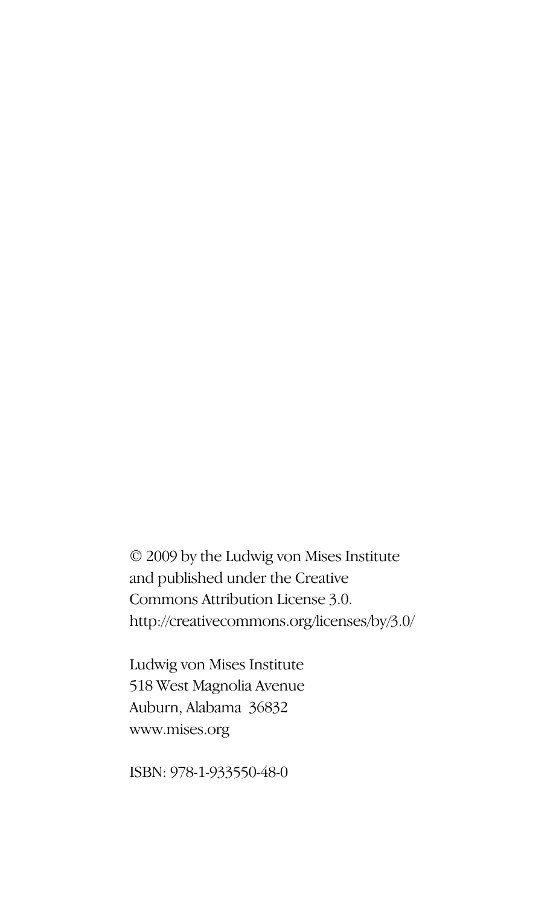© 2009 by the Ludwig von Mises Institute
and published under the Creative
Commons Attribution License 3.0.
http://creativecommons.org/licenses/by/3.0/

Ludwig von Mises Institute
518 West Magnolia Avenue
Auburn, Alabama 36832
www.mises.org

ISBN: 978-1-933550-48-0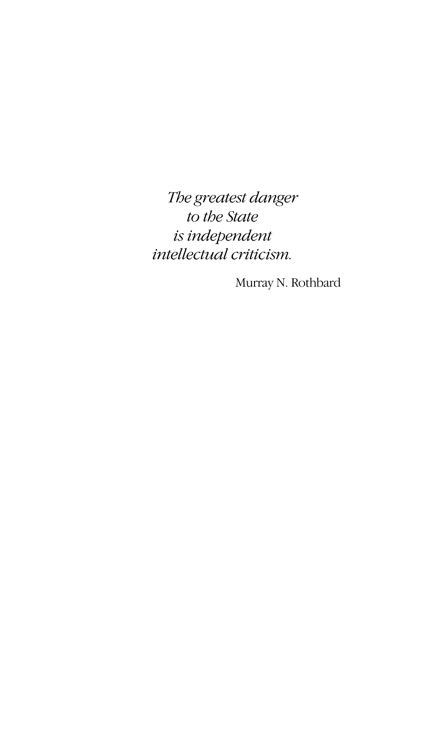*The greatest danger*
*to the State*
*is independent*
*intellectual criticism.*

Murray N. Rothbard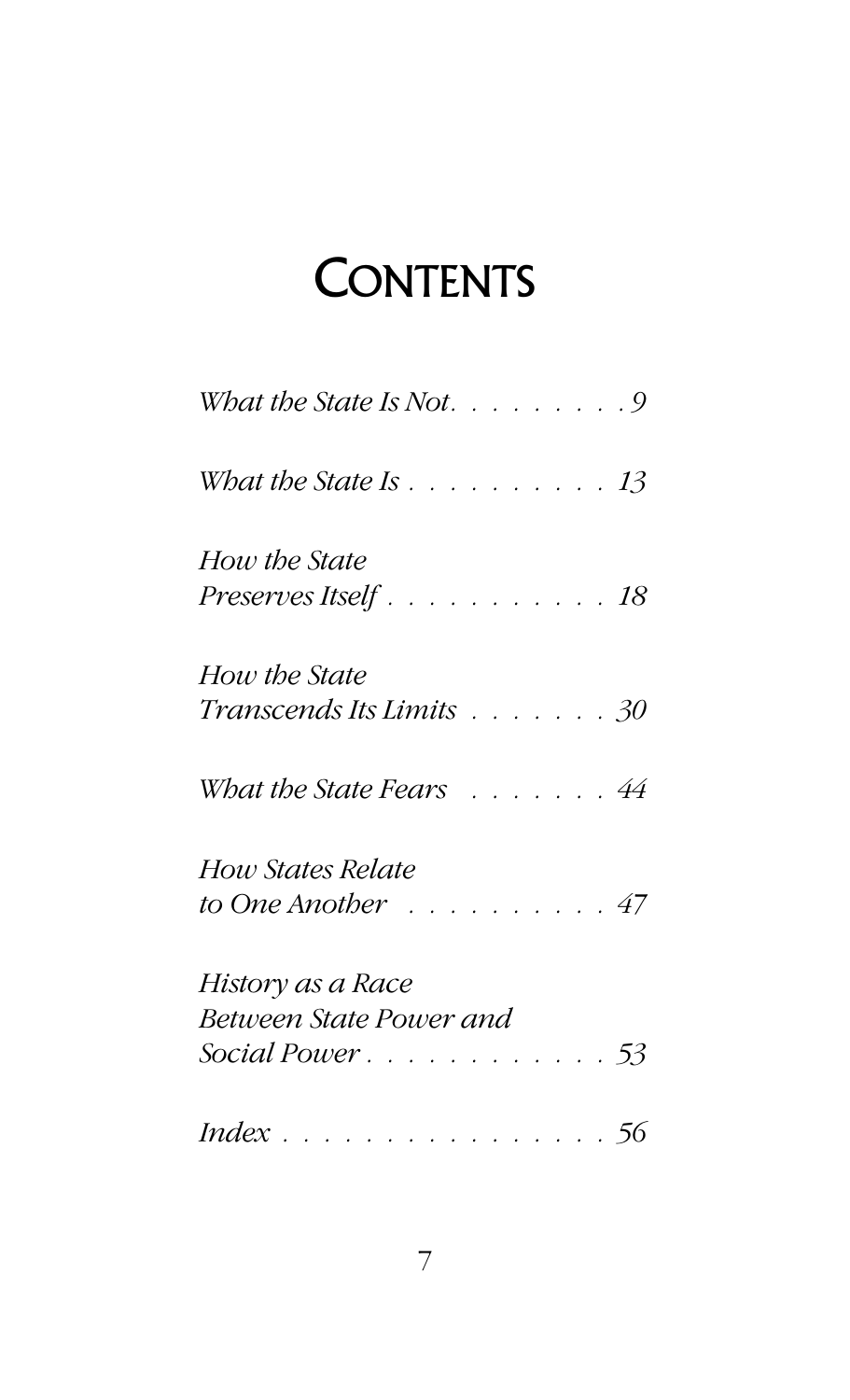# Contents

*What the State Is Not* . . . . . . . . . 9

*What the State Is* . . . . . . . . . . 13

*How the State Preserves Itself* . . . . . . . . . . . 18

*How the State Transcends Its Limits* . . . . . . . 30

*What the State Fears* . . . . . . . 44

*How States Relate to One Another* . . . . . . . . . . 47

*History as a Race Between State Power and Social Power* . . . . . . . . . . . . 53

*Index* . . . . . . . . . . . . . . . . 56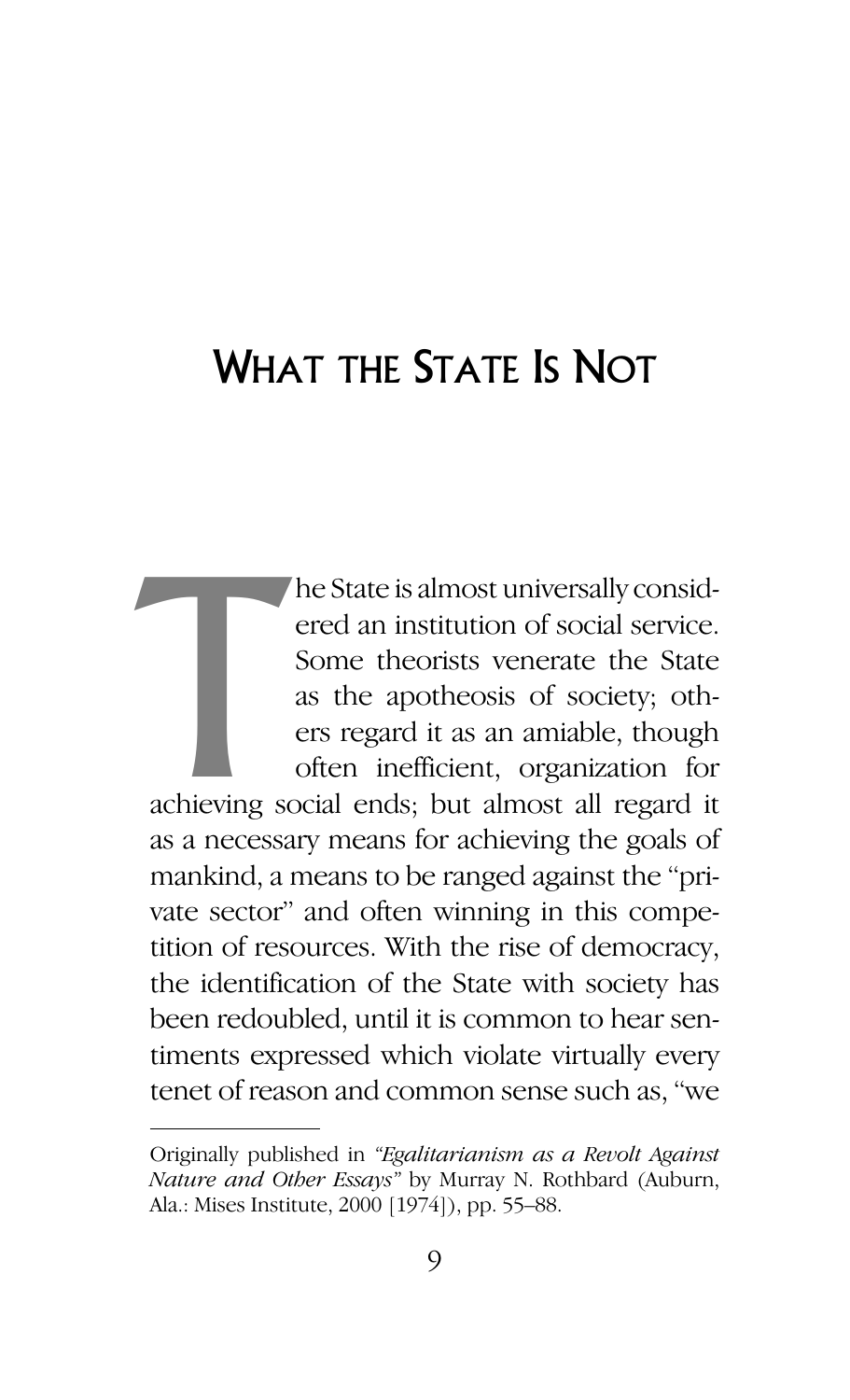# What the State Is Not

The State is almost universally considered an institution of social service. Some theorists venerate the State as the apotheosis of society; others regard it as an amiable, though often inefficient, organization for achieving social ends; but almost all regard it as a necessary means for achieving the goals of mankind, a means to be ranged against the "private sector" and often winning in this competition of resources. With the rise of democracy, the identification of the State with society has been redoubled, until it is common to hear sentiments expressed which violate virtually every tenet of reason and common sense such as, "we

---

Originally published in *"Egalitarianism as a Revolt Against Nature and Other Essays"* by Murray N. Rothbard (Auburn, Ala.: Mises Institute, 2000 [1974]), pp. 55–88.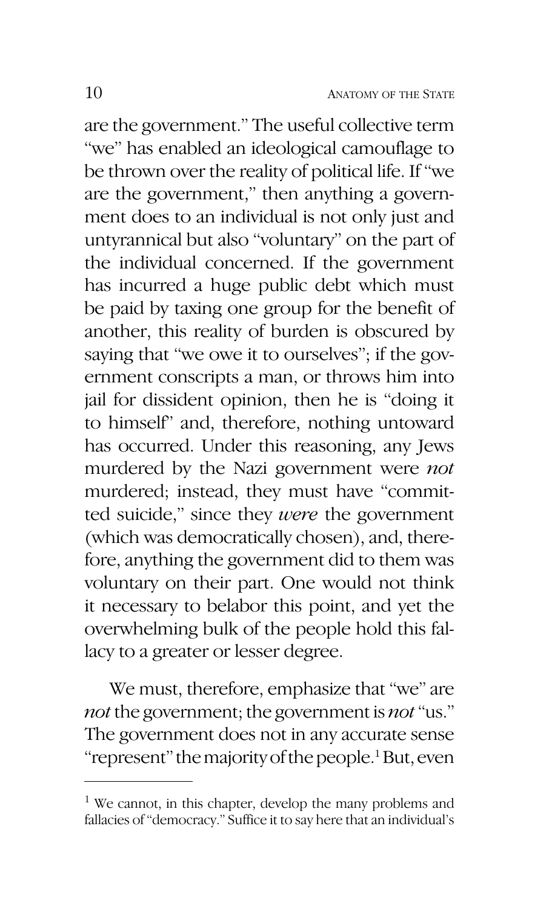are the government." The useful collective term "we" has enabled an ideological camouflage to be thrown over the reality of political life. If "we are the government," then anything a government does to an individual is not only just and untyrannical but also "voluntary" on the part of the individual concerned. If the government has incurred a huge public debt which must be paid by taxing one group for the benefit of another, this reality of burden is obscured by saying that "we owe it to ourselves"; if the government conscripts a man, or throws him into jail for dissident opinion, then he is "doing it to himself" and, therefore, nothing untoward has occurred. Under this reasoning, any Jews murdered by the Nazi government were *not* murdered; instead, they must have "committed suicide," since they *were* the government (which was democratically chosen), and, therefore, anything the government did to them was voluntary on their part. One would not think it necessary to belabor this point, and yet the overwhelming bulk of the people hold this fallacy to a greater or lesser degree.

We must, therefore, emphasize that "we" are *not* the government; the government is *not* "us." The government does not in any accurate sense "represent" the majority of the people.[1] But, even

---

[1] We cannot, in this chapter, develop the many problems and fallacies of "democracy." Suffice it to say here that an individual's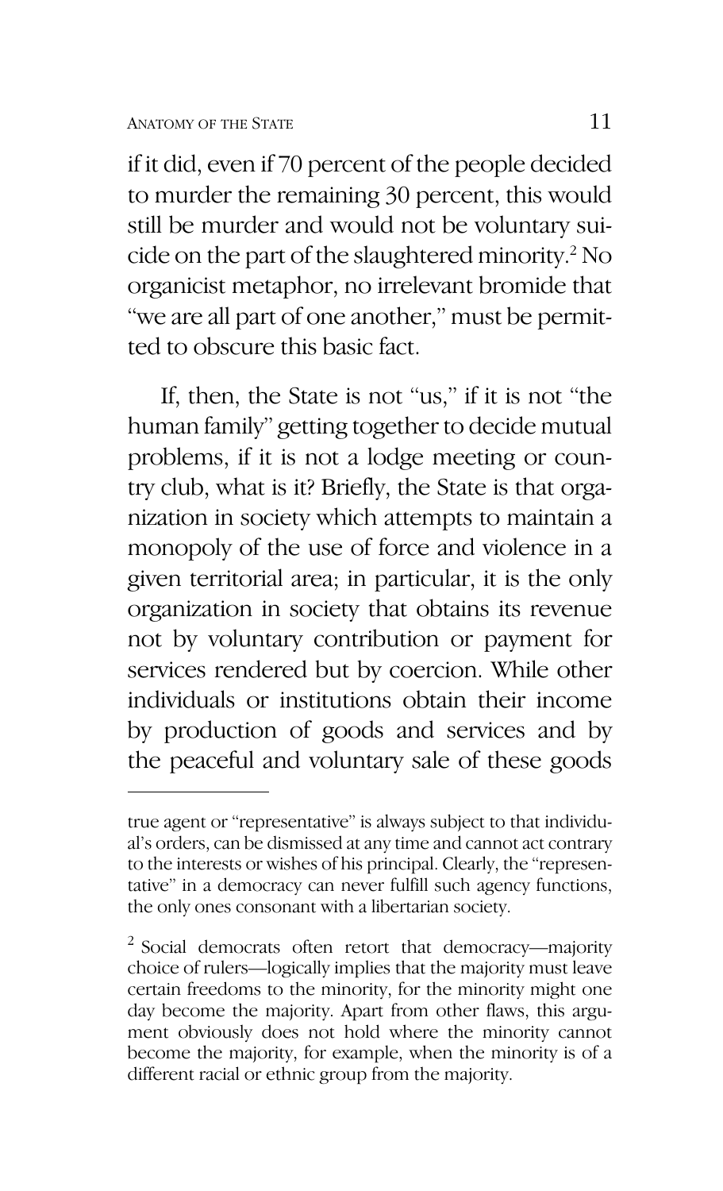if it did, even if 70 percent of the people decided to murder the remaining 30 percent, this would still be murder and would not be voluntary suicide on the part of the slaughtered minority.[2] No organicist metaphor, no irrelevant bromide that "we are all part of one another," must be permitted to obscure this basic fact.

If, then, the State is not "us," if it is not "the human family" getting together to decide mutual problems, if it is not a lodge meeting or country club, what is it? Briefly, the State is that organization in society which attempts to maintain a monopoly of the use of force and violence in a given territorial area; in particular, it is the only organization in society that obtains its revenue not by voluntary contribution or payment for services rendered but by coercion. While other individuals or institutions obtain their income by production of goods and services and by the peaceful and voluntary sale of these goods

---

true agent or "representative" is always subject to that individual's orders, can be dismissed at any time and cannot act contrary to the interests or wishes of his principal. Clearly, the "representative" in a democracy can never fulfill such agency functions, the only ones consonant with a libertarian society.

[2] Social democrats often retort that democracy—majority choice of rulers—logically implies that the majority must leave certain freedoms to the minority, for the minority might one day become the majority. Apart from other flaws, this argument obviously does not hold where the minority cannot become the majority, for example, when the minority is of a different racial or ethnic group from the majority.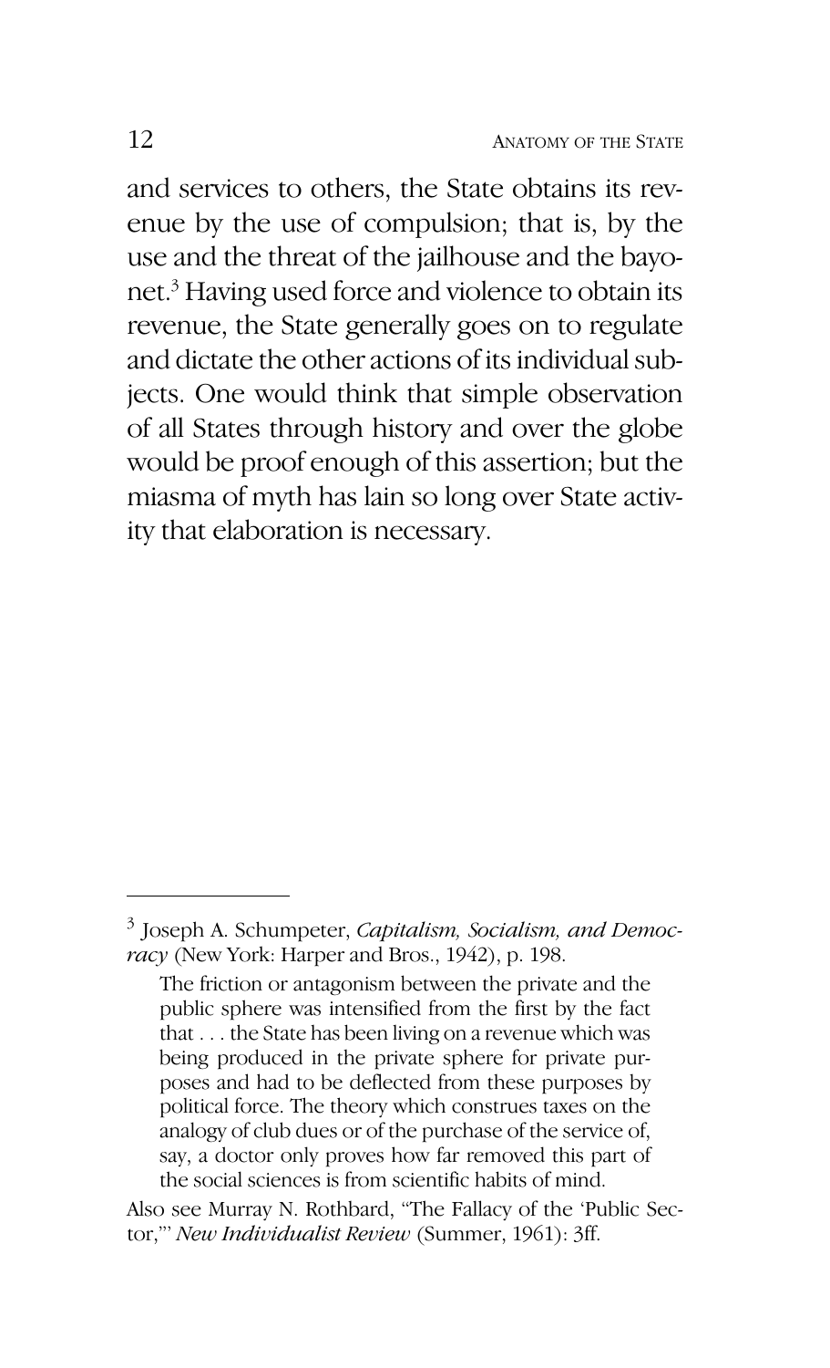and services to others, the State obtains its revenue by the use of compulsion; that is, by the use and the threat of the jailhouse and the bayonet.[3] Having used force and violence to obtain its revenue, the State generally goes on to regulate and dictate the other actions of its individual subjects. One would think that simple observation of all States through history and over the globe would be proof enough of this assertion; but the miasma of myth has lain so long over State activity that elaboration is necessary.

---

[3] Joseph A. Schumpeter, *Capitalism, Socialism, and Democracy* (New York: Harper and Bros., 1942), p. 198.

> The friction or antagonism between the private and the public sphere was intensified from the first by the fact that . . . the State has been living on a revenue which was being produced in the private sphere for private purposes and had to be deflected from these purposes by political force. The theory which construes taxes on the analogy of club dues or of the purchase of the service of, say, a doctor only proves how far removed this part of the social sciences is from scientific habits of mind.

Also see Murray N. Rothbard, "The Fallacy of the 'Public Sector,'" *New Individualist Review* (Summer, 1961): 3ff.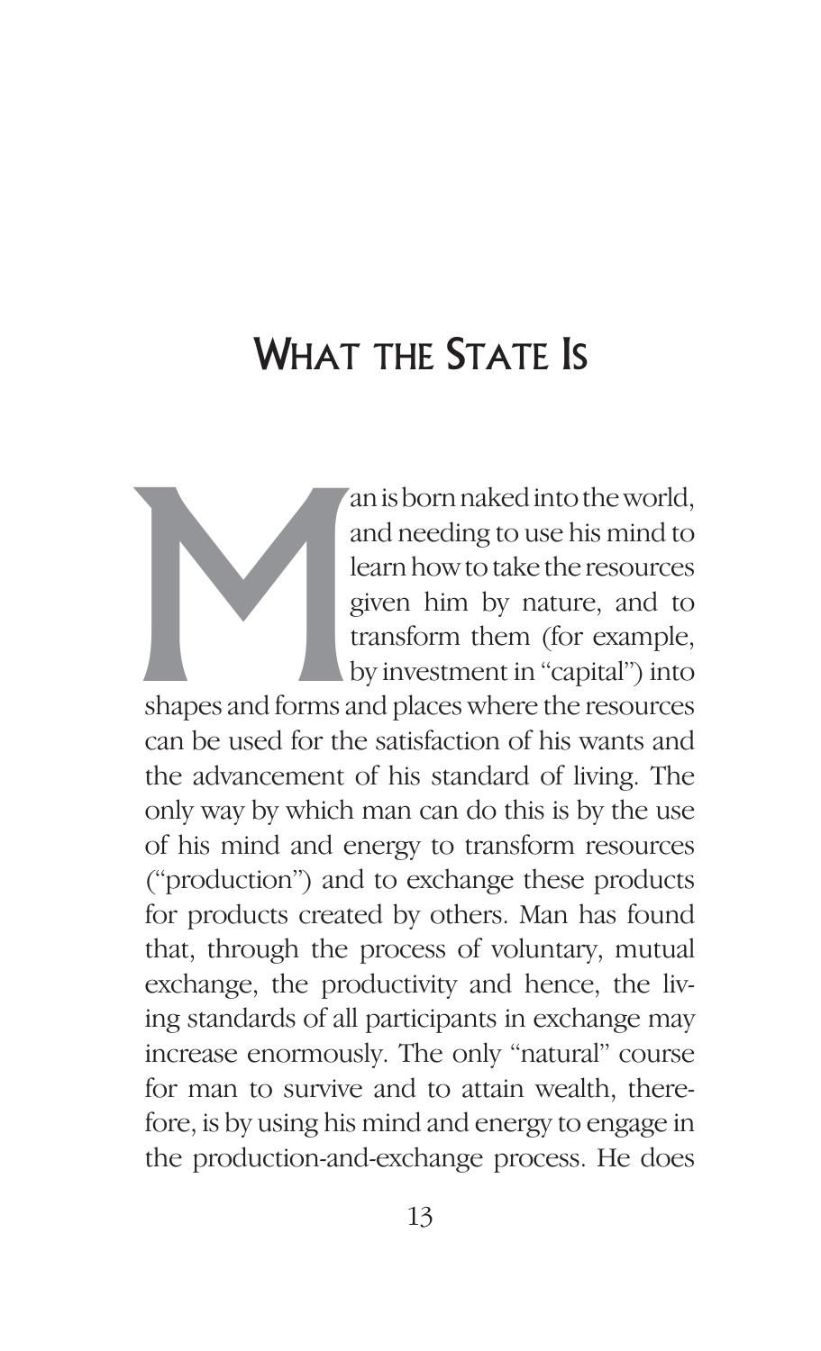# What the State Is

Man is born naked into the world, and needing to use his mind to learn how to take the resources given him by nature, and to transform them (for example, by investment in "capital") into shapes and forms and places where the resources can be used for the satisfaction of his wants and the advancement of his standard of living. The only way by which man can do this is by the use of his mind and energy to transform resources ("production") and to exchange these products for products created by others. Man has found that, through the process of voluntary, mutual exchange, the productivity and hence, the living standards of all participants in exchange may increase enormously. The only "natural" course for man to survive and to attain wealth, therefore, is by using his mind and energy to engage in the production-and-exchange process. He does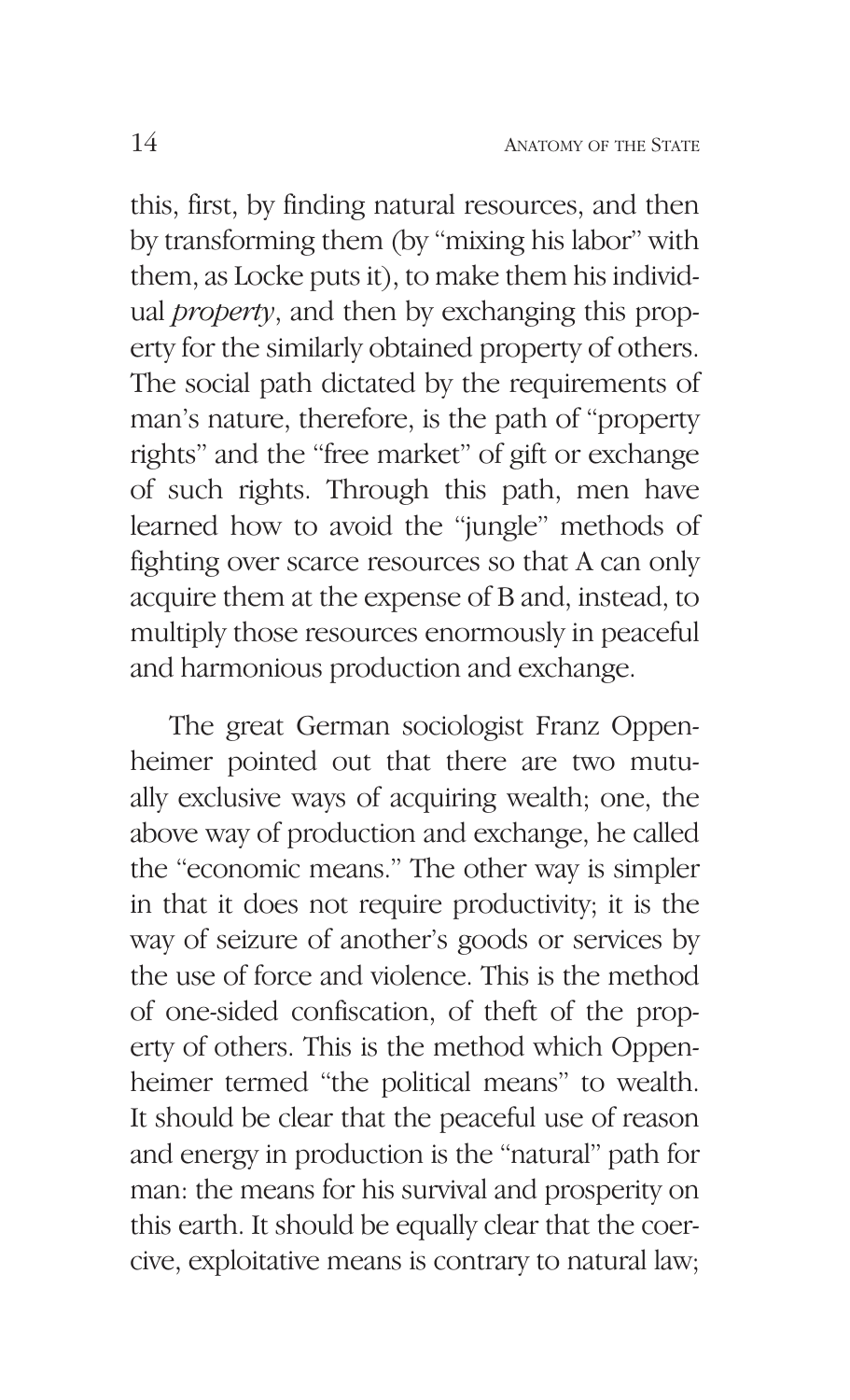this, first, by finding natural resources, and then by transforming them (by "mixing his labor" with them, as Locke puts it), to make them his individual *property*, and then by exchanging this property for the similarly obtained property of others. The social path dictated by the requirements of man's nature, therefore, is the path of "property rights" and the "free market" of gift or exchange of such rights. Through this path, men have learned how to avoid the "jungle" methods of fighting over scarce resources so that A can only acquire them at the expense of B and, instead, to multiply those resources enormously in peaceful and harmonious production and exchange.

The great German sociologist Franz Oppenheimer pointed out that there are two mutually exclusive ways of acquiring wealth; one, the above way of production and exchange, he called the "economic means." The other way is simpler in that it does not require productivity; it is the way of seizure of another's goods or services by the use of force and violence. This is the method of one-sided confiscation, of theft of the property of others. This is the method which Oppenheimer termed "the political means" to wealth. It should be clear that the peaceful use of reason and energy in production is the "natural" path for man: the means for his survival and prosperity on this earth. It should be equally clear that the coercive, exploitative means is contrary to natural law;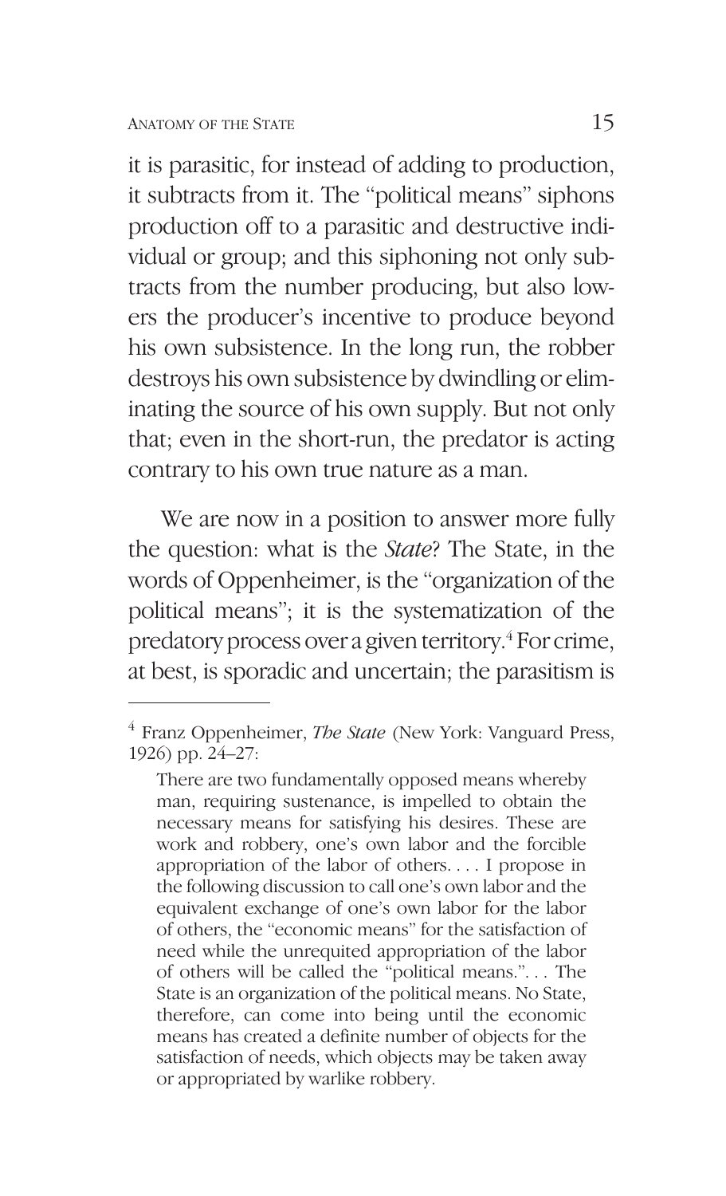it is parasitic, for instead of adding to production, it subtracts from it. The "political means" siphons production off to a parasitic and destructive individual or group; and this siphoning not only subtracts from the number producing, but also lowers the producer's incentive to produce beyond his own subsistence. In the long run, the robber destroys his own subsistence by dwindling or eliminating the source of his own supply. But not only that; even in the short-run, the predator is acting contrary to his own true nature as a man.

We are now in a position to answer more fully the question: what is the *State*? The State, in the words of Oppenheimer, is the "organization of the political means"; it is the systematization of the predatory process over a given territory.[4] For crime, at best, is sporadic and uncertain; the parasitism is

---

[4] Franz Oppenheimer, *The State* (New York: Vanguard Press, 1926) pp. 24–27:

> There are two fundamentally opposed means whereby man, requiring sustenance, is impelled to obtain the necessary means for satisfying his desires. These are work and robbery, one's own labor and the forcible appropriation of the labor of others. . . . I propose in the following discussion to call one's own labor and the equivalent exchange of one's own labor for the labor of others, the "economic means" for the satisfaction of need while the unrequited appropriation of the labor of others will be called the "political means.". . . The State is an organization of the political means. No State, therefore, can come into being until the economic means has created a definite number of objects for the satisfaction of needs, which objects may be taken away or appropriated by warlike robbery.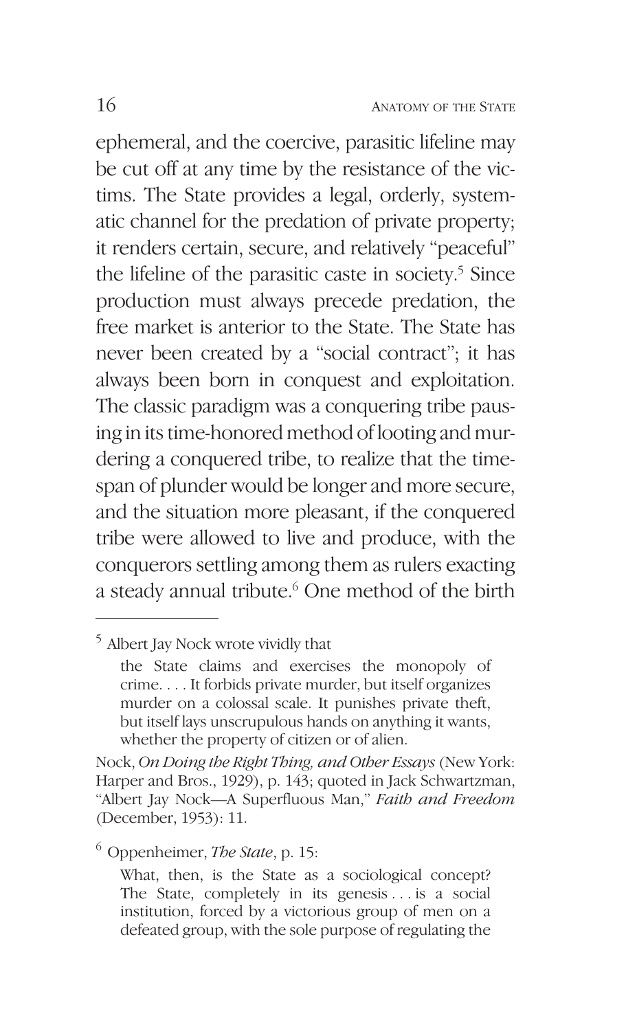ephemeral, and the coercive, parasitic lifeline may be cut off at any time by the resistance of the victims. The State provides a legal, orderly, systematic channel for the predation of private property; it renders certain, secure, and relatively "peaceful" the lifeline of the parasitic caste in society.[5] Since production must always precede predation, the free market is anterior to the State. The State has never been created by a "social contract"; it has always been born in conquest and exploitation. The classic paradigm was a conquering tribe pausing in its time-honored method of looting and murdering a conquered tribe, to realize that the time-span of plunder would be longer and more secure, and the situation more pleasant, if the conquered tribe were allowed to live and produce, with the conquerors settling among them as rulers exacting a steady annual tribute.[6] One method of the birth

---

[5] Albert Jay Nock wrote vividly that

> the State claims and exercises the monopoly of crime. . . . It forbids private murder, but itself organizes murder on a colossal scale. It punishes private theft, but itself lays unscrupulous hands on anything it wants, whether the property of citizen or of alien.

Nock, *On Doing the Right Thing, and Other Essays* (New York: Harper and Bros., 1929), p. 143; quoted in Jack Schwartzman, "Albert Jay Nock—A Superfluous Man," *Faith and Freedom* (December, 1953): 11.

[6] Oppenheimer, *The State*, p. 15:

> What, then, is the State as a sociological concept? The State, completely in its genesis . . . is a social institution, forced by a victorious group of men on a defeated group, with the sole purpose of regulating the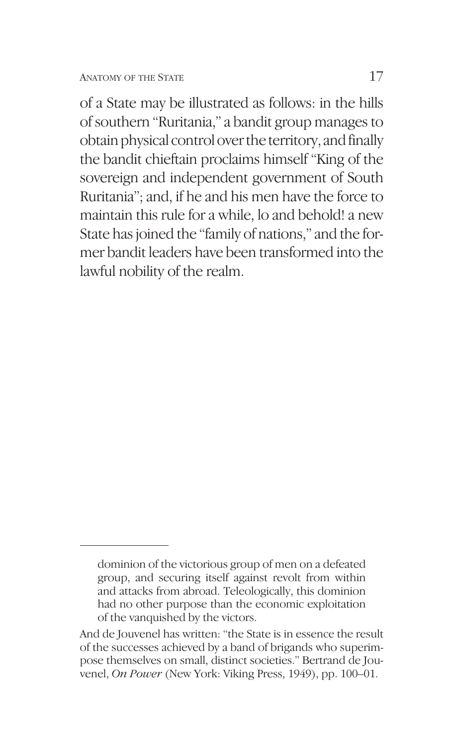of a State may be illustrated as follows: in the hills of southern "Ruritania," a bandit group manages to obtain physical control over the territory, and finally the bandit chieftain proclaims himself "King of the sovereign and independent government of South Ruritania"; and, if he and his men have the force to maintain this rule for a while, lo and behold! a new State has joined the "family of nations," and the former bandit leaders have been transformed into the lawful nobility of the realm.

---

> dominion of the victorious group of men on a defeated group, and securing itself against revolt from within and attacks from abroad. Teleologically, this dominion had no other purpose than the economic exploitation of the vanquished by the victors.

And de Jouvenel has written: "the State is in essence the result of the successes achieved by a band of brigands who superimpose themselves on small, distinct societies." Bertrand de Jouvenel, *On Power* (New York: Viking Press, 1949), pp. 100–01.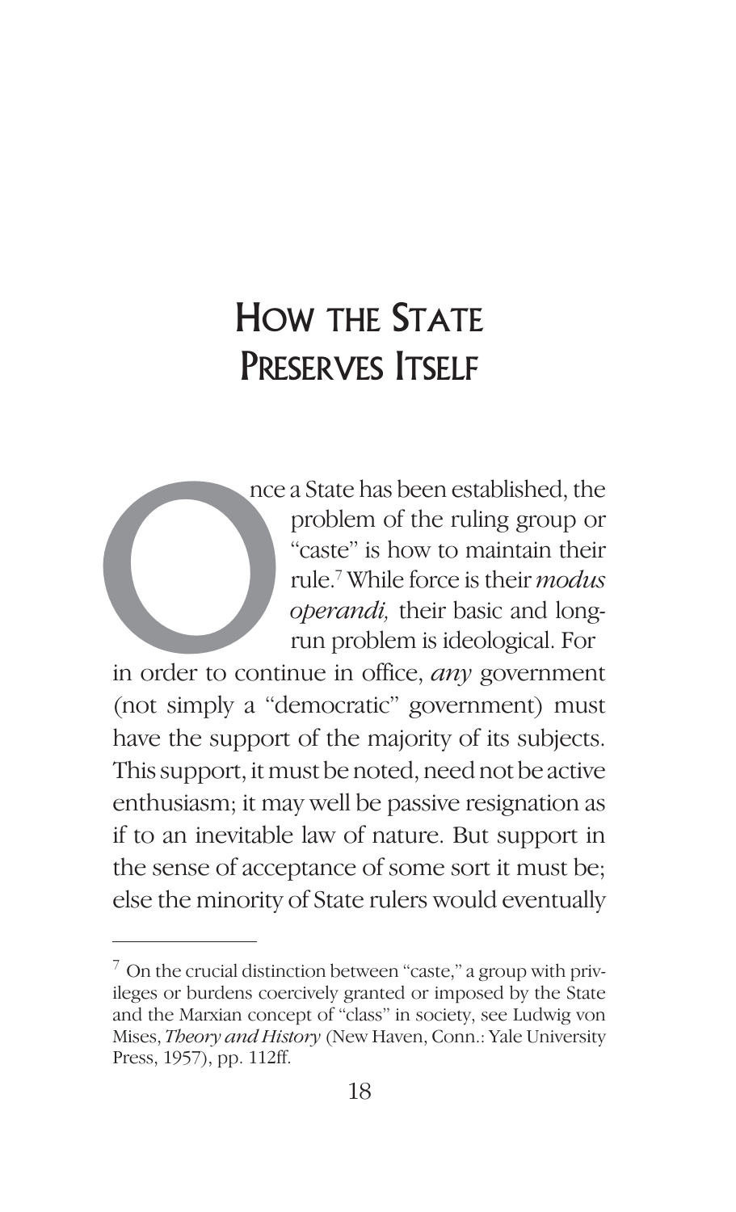# How the State Preserves Itself

Once a State has been established, the problem of the ruling group or "caste" is how to maintain their rule.[7] While force is their *modus operandi,* their basic and long-run problem is ideological. For in order to continue in office, *any* government (not simply a "democratic" government) must have the support of the majority of its subjects. This support, it must be noted, need not be active enthusiasm; it may well be passive resignation as if to an inevitable law of nature. But support in the sense of acceptance of some sort it must be; else the minority of State rulers would eventually

---

[7] On the crucial distinction between "caste," a group with privileges or burdens coercively granted or imposed by the State and the Marxian concept of "class" in society, see Ludwig von Mises, *Theory and History* (New Haven, Conn.: Yale University Press, 1957), pp. 112ff.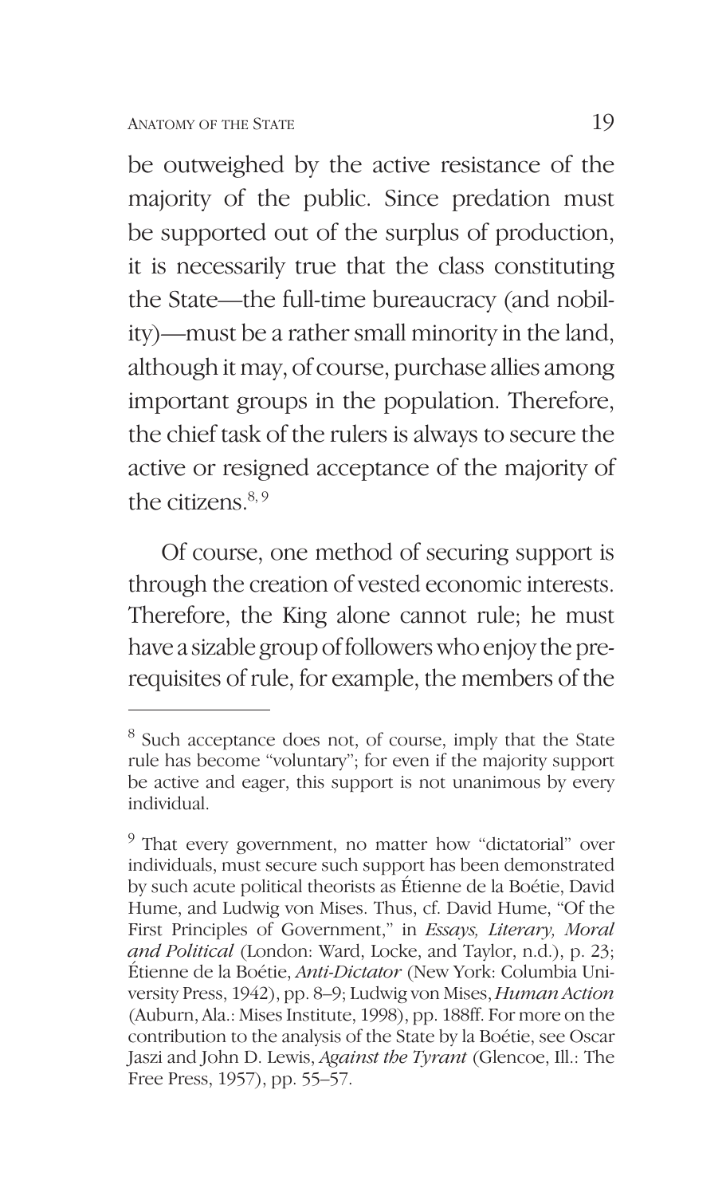be outweighed by the active resistance of the majority of the public. Since predation must be supported out of the surplus of production, it is necessarily true that the class constituting the State—the full-time bureaucracy (and nobility)—must be a rather small minority in the land, although it may, of course, purchase allies among important groups in the population. Therefore, the chief task of the rulers is always to secure the active or resigned acceptance of the majority of the citizens.[8, 9]

Of course, one method of securing support is through the creation of vested economic interests. Therefore, the King alone cannot rule; he must have a sizable group of followers who enjoy the prerequisites of rule, for example, the members of the

---

[8] Such acceptance does not, of course, imply that the State rule has become "voluntary"; for even if the majority support be active and eager, this support is not unanimous by every individual.

[9] That every government, no matter how "dictatorial" over individuals, must secure such support has been demonstrated by such acute political theorists as Étienne de la Boétie, David Hume, and Ludwig von Mises. Thus, cf. David Hume, "Of the First Principles of Government," in *Essays, Literary, Moral and Political* (London: Ward, Locke, and Taylor, n.d.), p. 23; Étienne de la Boétie, *Anti-Dictator* (New York: Columbia University Press, 1942), pp. 8–9; Ludwig von Mises, *Human Action* (Auburn, Ala.: Mises Institute, 1998), pp. 188ff. For more on the contribution to the analysis of the State by la Boétie, see Oscar Jaszi and John D. Lewis, *Against the Tyrant* (Glencoe, Ill.: The Free Press, 1957), pp. 55–57.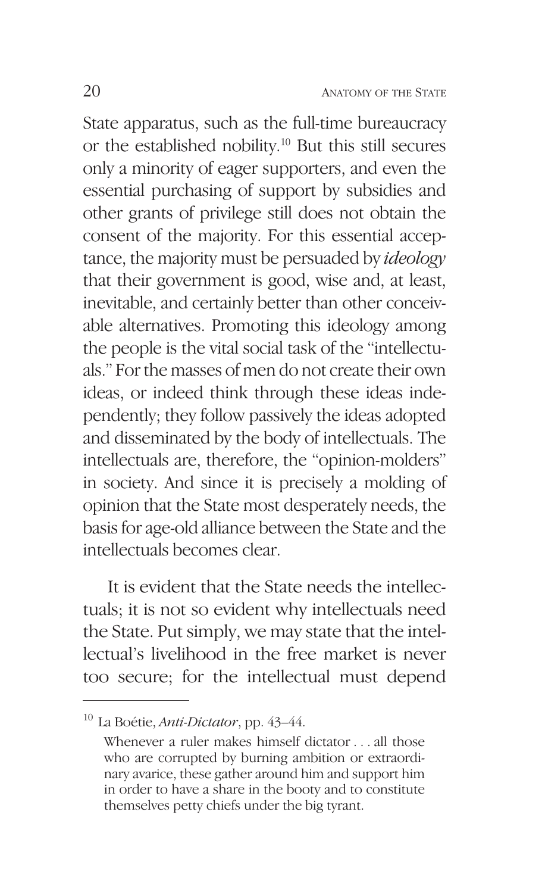State apparatus, such as the full-time bureaucracy or the established nobility.[10] But this still secures only a minority of eager supporters, and even the essential purchasing of support by subsidies and other grants of privilege still does not obtain the consent of the majority. For this essential acceptance, the majority must be persuaded by *ideology* that their government is good, wise and, at least, inevitable, and certainly better than other conceivable alternatives. Promoting this ideology among the people is the vital social task of the "intellectuals." For the masses of men do not create their own ideas, or indeed think through these ideas independently; they follow passively the ideas adopted and disseminated by the body of intellectuals. The intellectuals are, therefore, the "opinion-molders" in society. And since it is precisely a molding of opinion that the State most desperately needs, the basis for age-old alliance between the State and the intellectuals becomes clear.

It is evident that the State needs the intellectuals; it is not so evident why intellectuals need the State. Put simply, we may state that the intellectual's livelihood in the free market is never too secure; for the intellectual must depend

---

[10] La Boétie, *Anti-Dictator*, pp. 43–44.

> Whenever a ruler makes himself dictator . . . all those who are corrupted by burning ambition or extraordinary avarice, these gather around him and support him in order to have a share in the booty and to constitute themselves petty chiefs under the big tyrant.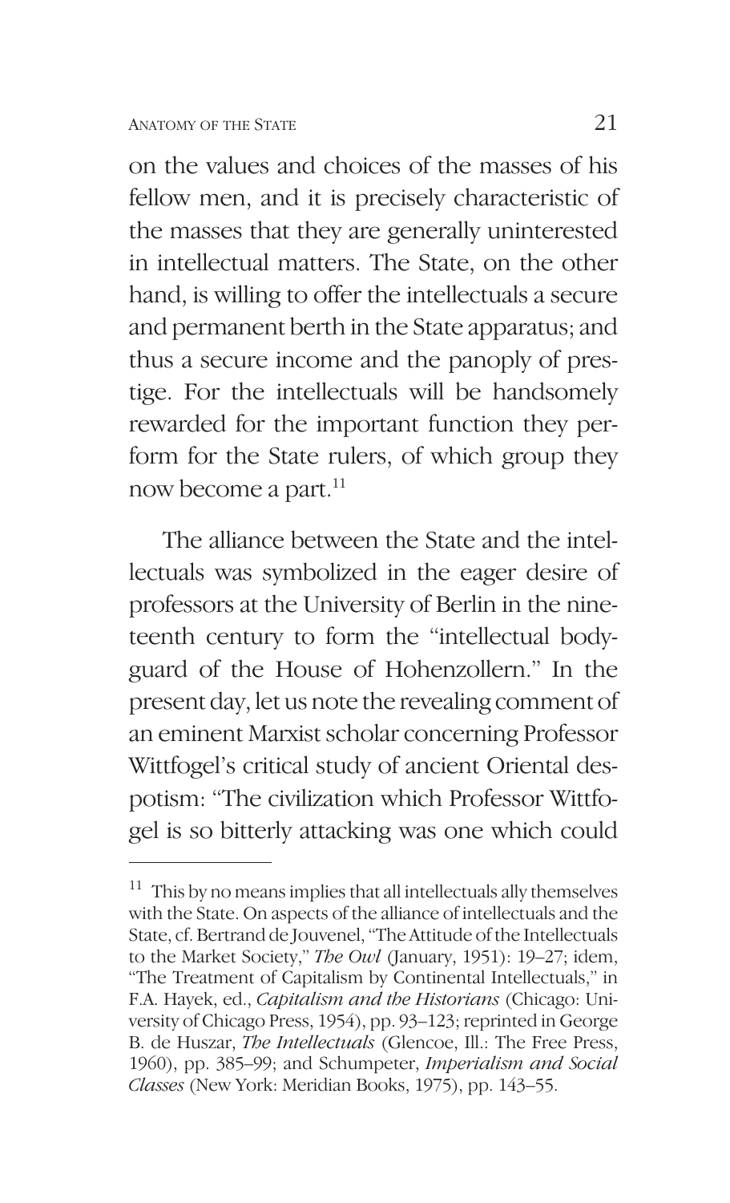on the values and choices of the masses of his fellow men, and it is precisely characteristic of the masses that they are generally uninterested in intellectual matters. The State, on the other hand, is willing to offer the intellectuals a secure and permanent berth in the State apparatus; and thus a secure income and the panoply of prestige. For the intellectuals will be handsomely rewarded for the important function they perform for the State rulers, of which group they now become a part.[11]

The alliance between the State and the intellectuals was symbolized in the eager desire of professors at the University of Berlin in the nineteenth century to form the "intellectual bodyguard of the House of Hohenzollern." In the present day, let us note the revealing comment of an eminent Marxist scholar concerning Professor Wittfogel's critical study of ancient Oriental despotism: "The civilization which Professor Wittfogel is so bitterly attacking was one which could

---

[11] This by no means implies that all intellectuals ally themselves with the State. On aspects of the alliance of intellectuals and the State, cf. Bertrand de Jouvenel, "The Attitude of the Intellectuals to the Market Society," *The Owl* (January, 1951): 19–27; idem, "The Treatment of Capitalism by Continental Intellectuals," in F.A. Hayek, ed., *Capitalism and the Historians* (Chicago: University of Chicago Press, 1954), pp. 93–123; reprinted in George B. de Huszar, *The Intellectuals* (Glencoe, Ill.: The Free Press, 1960), pp. 385–99; and Schumpeter, *Imperialism and Social Classes* (New York: Meridian Books, 1975), pp. 143–55.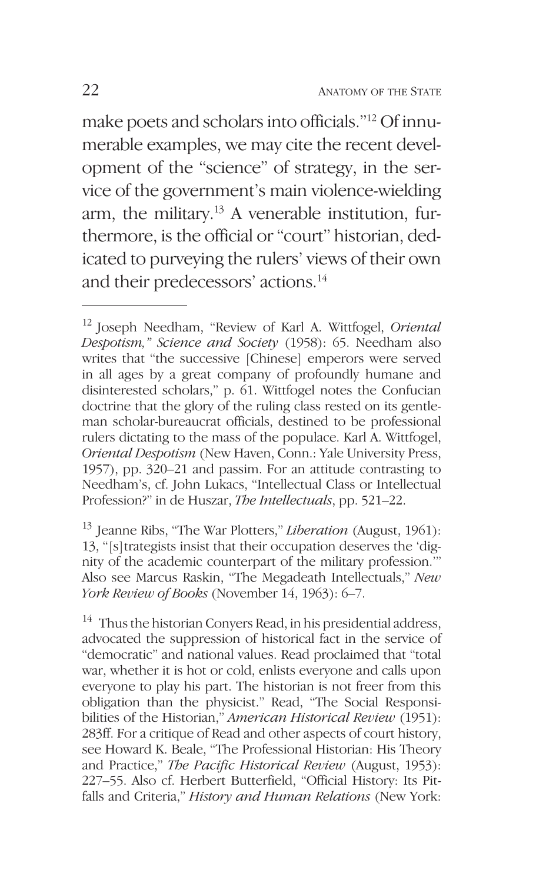make poets and scholars into officials."[12] Of innumerable examples, we may cite the recent development of the "science" of strategy, in the service of the government's main violence-wielding arm, the military.[13] A venerable institution, furthermore, is the official or "court" historian, dedicated to purveying the rulers' views of their own and their predecessors' actions.[14]

---

[12] Joseph Needham, "Review of Karl A. Wittfogel, *Oriental Despotism," Science and Society* (1958): 65. Needham also writes that "the successive [Chinese] emperors were served in all ages by a great company of profoundly humane and disinterested scholars," p. 61. Wittfogel notes the Confucian doctrine that the glory of the ruling class rested on its gentleman scholar-bureaucrat officials, destined to be professional rulers dictating to the mass of the populace. Karl A. Wittfogel, *Oriental Despotism* (New Haven, Conn.: Yale University Press, 1957), pp. 320–21 and passim. For an attitude contrasting to Needham's, cf. John Lukacs, "Intellectual Class or Intellectual Profession?" in de Huszar, *The Intellectuals*, pp. 521–22.

[13] Jeanne Ribs, "The War Plotters," *Liberation* (August, 1961): 13, "[s]trategists insist that their occupation deserves the 'dignity of the academic counterpart of the military profession.'" Also see Marcus Raskin, "The Megadeath Intellectuals," *New York Review of Books* (November 14, 1963): 6–7.

[14] Thus the historian Conyers Read, in his presidential address, advocated the suppression of historical fact in the service of "democratic" and national values. Read proclaimed that "total war, whether it is hot or cold, enlists everyone and calls upon everyone to play his part. The historian is not freer from this obligation than the physicist." Read, "The Social Responsibilities of the Historian," *American Historical Review* (1951): 283ff. For a critique of Read and other aspects of court history, see Howard K. Beale, "The Professional Historian: His Theory and Practice," *The Pacific Historical Review* (August, 1953): 227–55. Also cf. Herbert Butterfield, "Official History: Its Pitfalls and Criteria," *History and Human Relations* (New York: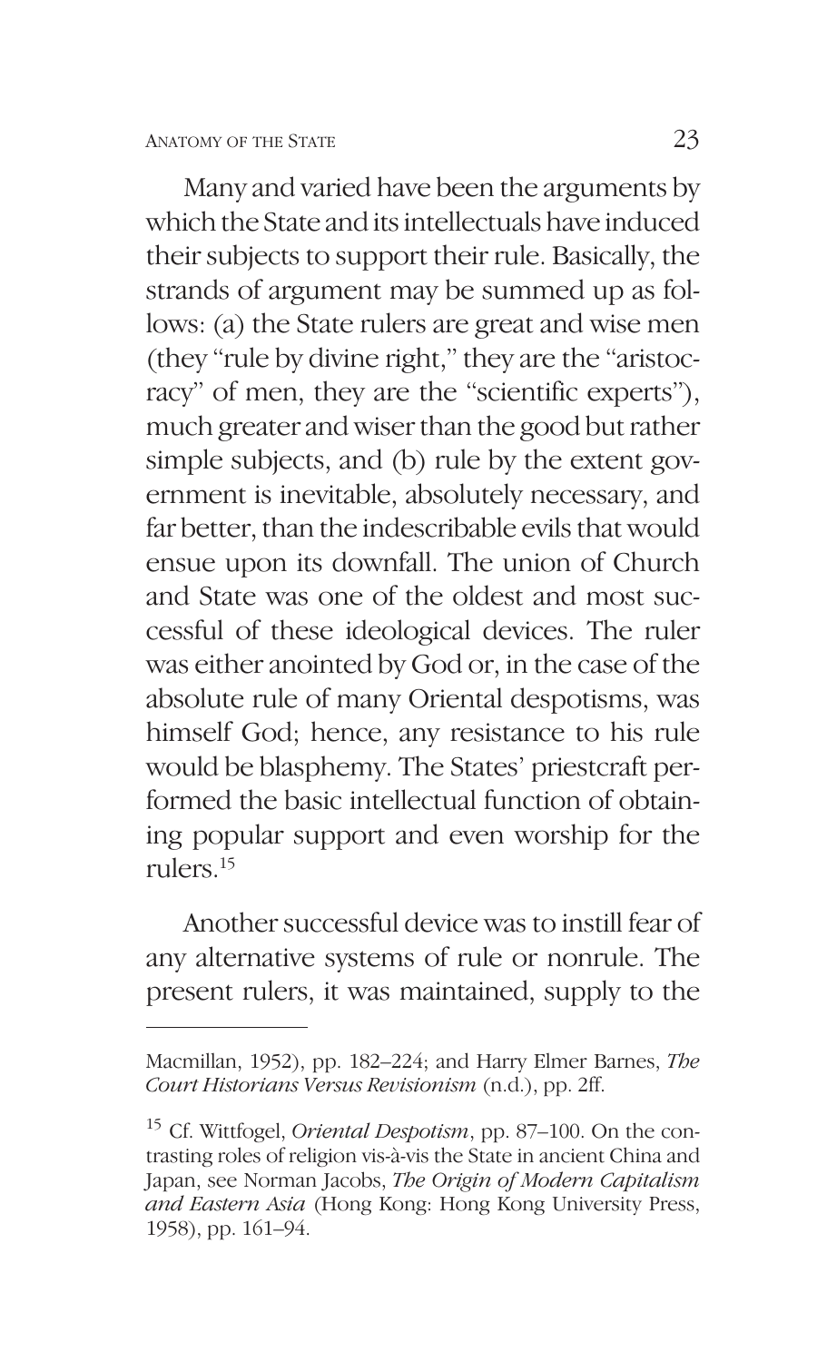Many and varied have been the arguments by which the State and its intellectuals have induced their subjects to support their rule. Basically, the strands of argument may be summed up as follows: (a) the State rulers are great and wise men (they "rule by divine right," they are the "aristocracy" of men, they are the "scientific experts"), much greater and wiser than the good but rather simple subjects, and (b) rule by the extent government is inevitable, absolutely necessary, and far better, than the indescribable evils that would ensue upon its downfall. The union of Church and State was one of the oldest and most successful of these ideological devices. The ruler was either anointed by God or, in the case of the absolute rule of many Oriental despotisms, was himself God; hence, any resistance to his rule would be blasphemy. The States' priestcraft performed the basic intellectual function of obtaining popular support and even worship for the rulers.[15]

Another successful device was to instill fear of any alternative systems of rule or nonrule. The present rulers, it was maintained, supply to the

---

Macmillan, 1952), pp. 182–224; and Harry Elmer Barnes, *The Court Historians Versus Revisionism* (n.d.), pp. 2ff.

[15] Cf. Wittfogel, *Oriental Despotism*, pp. 87–100. On the contrasting roles of religion vis-à-vis the State in ancient China and Japan, see Norman Jacobs, *The Origin of Modern Capitalism and Eastern Asia* (Hong Kong: Hong Kong University Press, 1958), pp. 161–94.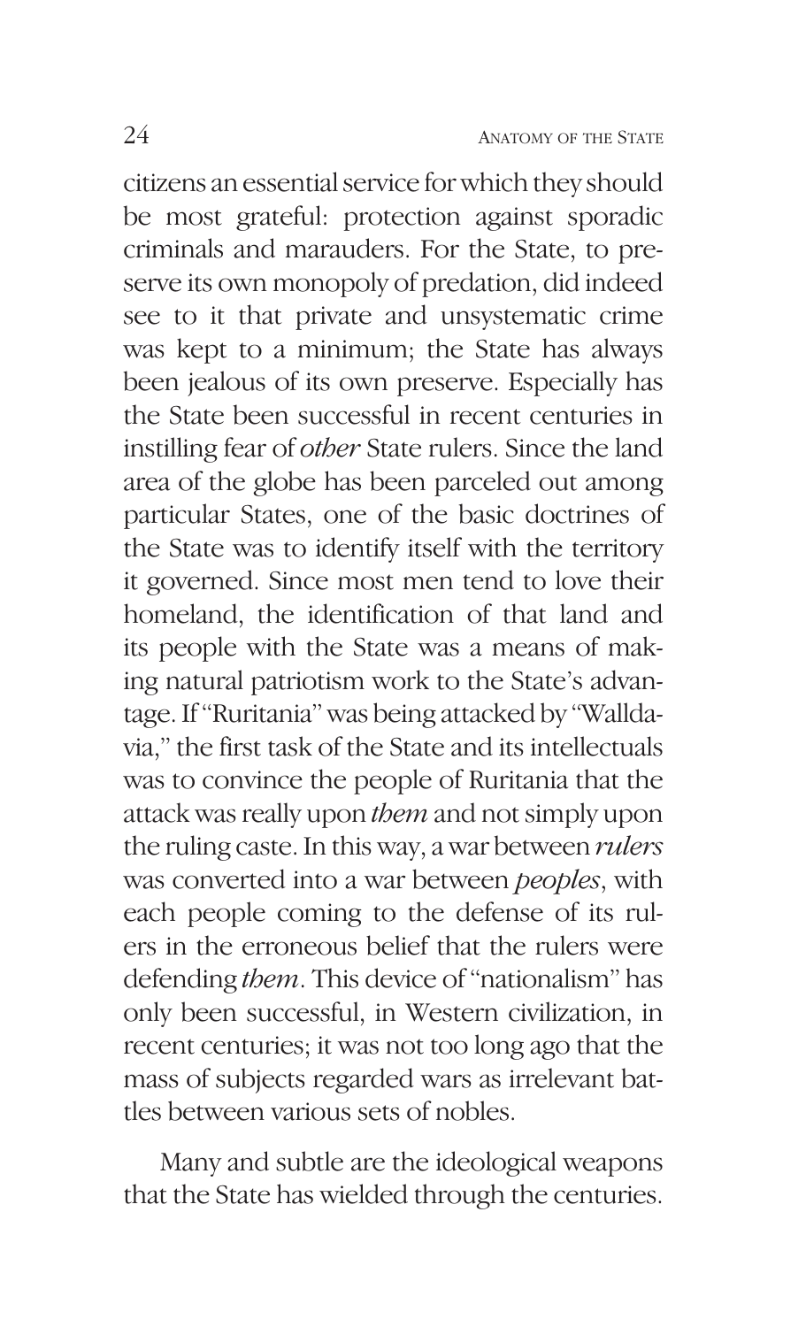citizens an essential service for which they should be most grateful: protection against sporadic criminals and marauders. For the State, to preserve its own monopoly of predation, did indeed see to it that private and unsystematic crime was kept to a minimum; the State has always been jealous of its own preserve. Especially has the State been successful in recent centuries in instilling fear of *other* State rulers. Since the land area of the globe has been parceled out among particular States, one of the basic doctrines of the State was to identify itself with the territory it governed. Since most men tend to love their homeland, the identification of that land and its people with the State was a means of making natural patriotism work to the State's advantage. If "Ruritania" was being attacked by "Walldavia," the first task of the State and its intellectuals was to convince the people of Ruritania that the attack was really upon *them* and not simply upon the ruling caste. In this way, a war between *rulers* was converted into a war between *peoples*, with each people coming to the defense of its rulers in the erroneous belief that the rulers were defending *them*. This device of "nationalism" has only been successful, in Western civilization, in recent centuries; it was not too long ago that the mass of subjects regarded wars as irrelevant battles between various sets of nobles.

Many and subtle are the ideological weapons that the State has wielded through the centuries.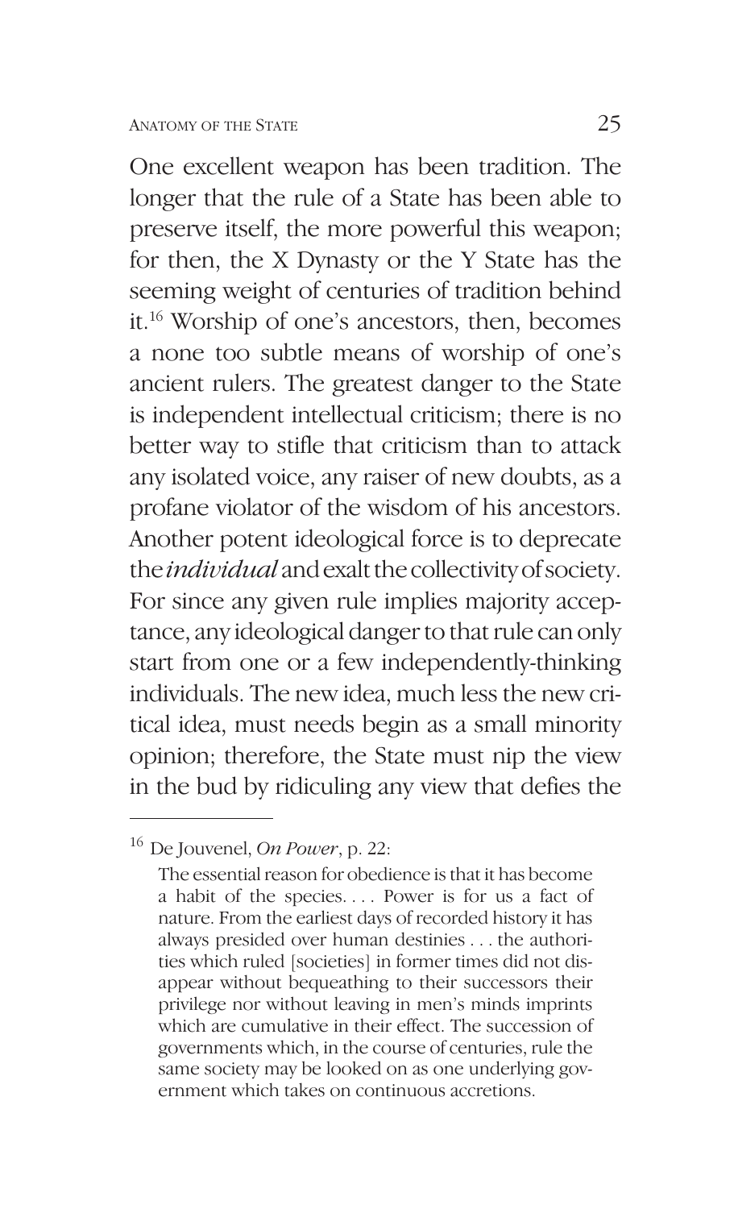One excellent weapon has been tradition. The longer that the rule of a State has been able to preserve itself, the more powerful this weapon; for then, the X Dynasty or the Y State has the seeming weight of centuries of tradition behind it.[16] Worship of one's ancestors, then, becomes a none too subtle means of worship of one's ancient rulers. The greatest danger to the State is independent intellectual criticism; there is no better way to stifle that criticism than to attack any isolated voice, any raiser of new doubts, as a profane violator of the wisdom of his ancestors. Another potent ideological force is to deprecate the *individual* and exalt the collectivity of society. For since any given rule implies majority acceptance, any ideological danger to that rule can only start from one or a few independently-thinking individuals. The new idea, much less the new critical idea, must needs begin as a small minority opinion; therefore, the State must nip the view in the bud by ridiculing any view that defies the

---

[16] De Jouvenel, *On Power*, p. 22:

> The essential reason for obedience is that it has become a habit of the species. . . . Power is for us a fact of nature. From the earliest days of recorded history it has always presided over human destinies . . . the authorities which ruled [societies] in former times did not disappear without bequeathing to their successors their privilege nor without leaving in men's minds imprints which are cumulative in their effect. The succession of governments which, in the course of centuries, rule the same society may be looked on as one underlying government which takes on continuous accretions.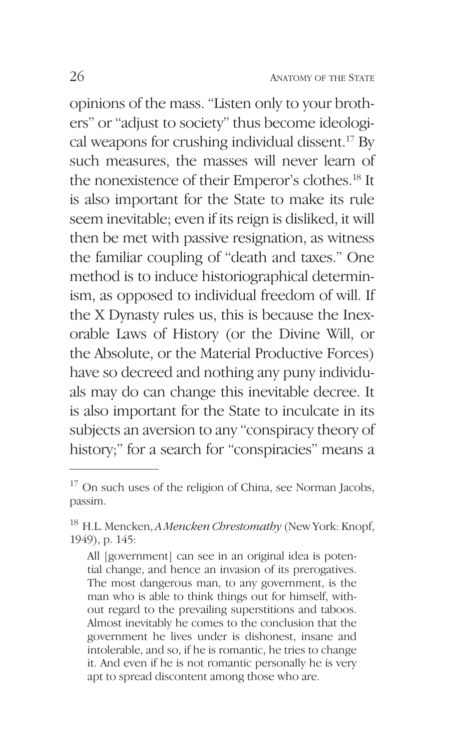opinions of the mass. "Listen only to your brothers" or "adjust to society" thus become ideological weapons for crushing individual dissent.[17] By such measures, the masses will never learn of the nonexistence of their Emperor's clothes.[18] It is also important for the State to make its rule seem inevitable; even if its reign is disliked, it will then be met with passive resignation, as witness the familiar coupling of "death and taxes." One method is to induce historiographical determinism, as opposed to individual freedom of will. If the X Dynasty rules us, this is because the Inexorable Laws of History (or the Divine Will, or the Absolute, or the Material Productive Forces) have so decreed and nothing any puny individuals may do can change this inevitable decree. It is also important for the State to inculcate in its subjects an aversion to any "conspiracy theory of history;" for a search for "conspiracies" means a

---

[17] On such uses of the religion of China, see Norman Jacobs, passim.

[18] H.L. Mencken, *A Mencken Chrestomathy* (New York: Knopf, 1949), p. 145:

> All [government] can see in an original idea is potential change, and hence an invasion of its prerogatives. The most dangerous man, to any government, is the man who is able to think things out for himself, without regard to the prevailing superstitions and taboos. Almost inevitably he comes to the conclusion that the government he lives under is dishonest, insane and intolerable, and so, if he is romantic, he tries to change it. And even if he is not romantic personally he is very apt to spread discontent among those who are.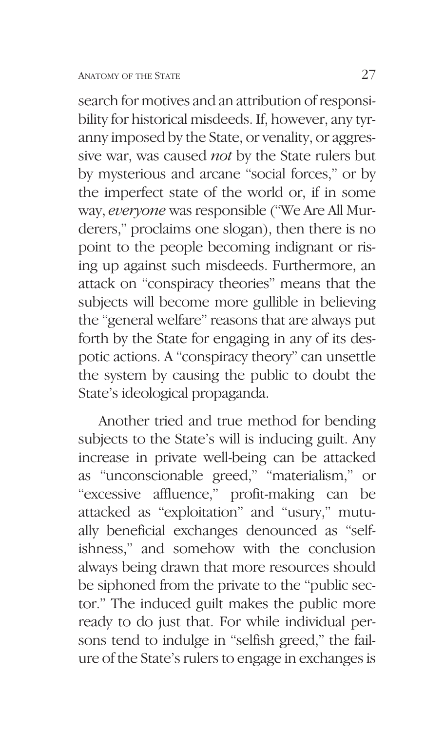search for motives and an attribution of responsibility for historical misdeeds. If, however, any tyranny imposed by the State, or venality, or aggressive war, was caused *not* by the State rulers but by mysterious and arcane "social forces," or by the imperfect state of the world or, if in some way, *everyone* was responsible ("We Are All Murderers," proclaims one slogan), then there is no point to the people becoming indignant or rising up against such misdeeds. Furthermore, an attack on "conspiracy theories" means that the subjects will become more gullible in believing the "general welfare" reasons that are always put forth by the State for engaging in any of its despotic actions. A "conspiracy theory" can unsettle the system by causing the public to doubt the State's ideological propaganda.

Another tried and true method for bending subjects to the State's will is inducing guilt. Any increase in private well-being can be attacked as "unconscionable greed," "materialism," or "excessive affluence," profit-making can be attacked as "exploitation" and "usury," mutually beneficial exchanges denounced as "selfishness," and somehow with the conclusion always being drawn that more resources should be siphoned from the private to the "public sector." The induced guilt makes the public more ready to do just that. For while individual persons tend to indulge in "selfish greed," the failure of the State's rulers to engage in exchanges is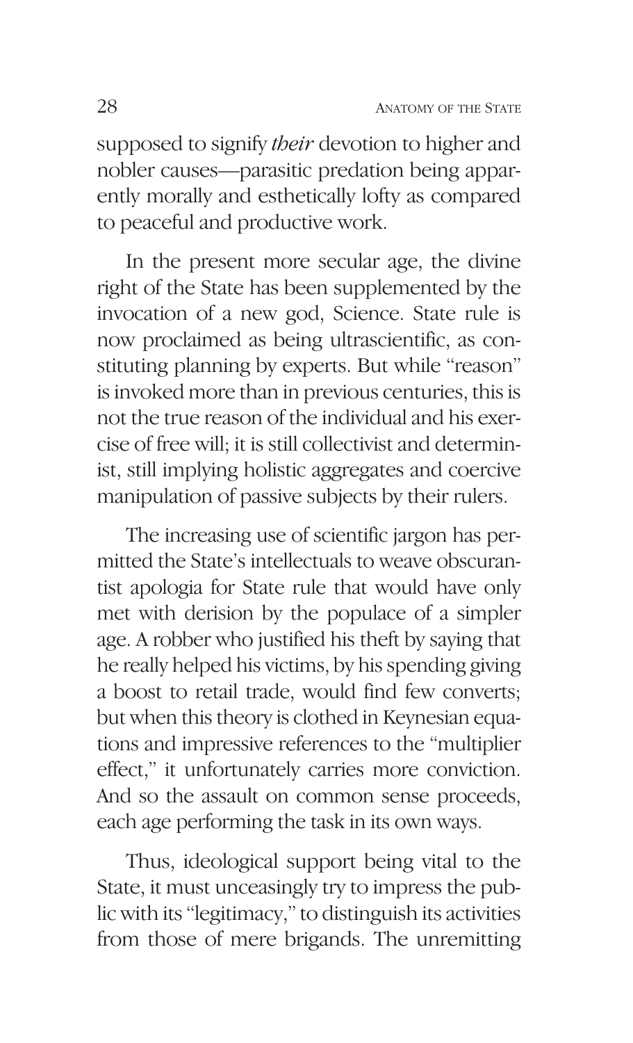supposed to signify *their* devotion to higher and nobler causes—parasitic predation being apparently morally and esthetically lofty as compared to peaceful and productive work.

In the present more secular age, the divine right of the State has been supplemented by the invocation of a new god, Science. State rule is now proclaimed as being ultrascientific, as constituting planning by experts. But while "reason" is invoked more than in previous centuries, this is not the true reason of the individual and his exercise of free will; it is still collectivist and determinist, still implying holistic aggregates and coercive manipulation of passive subjects by their rulers.

The increasing use of scientific jargon has permitted the State's intellectuals to weave obscurantist apologia for State rule that would have only met with derision by the populace of a simpler age. A robber who justified his theft by saying that he really helped his victims, by his spending giving a boost to retail trade, would find few converts; but when this theory is clothed in Keynesian equations and impressive references to the "multiplier effect," it unfortunately carries more conviction. And so the assault on common sense proceeds, each age performing the task in its own ways.

Thus, ideological support being vital to the State, it must unceasingly try to impress the public with its "legitimacy," to distinguish its activities from those of mere brigands. The unremitting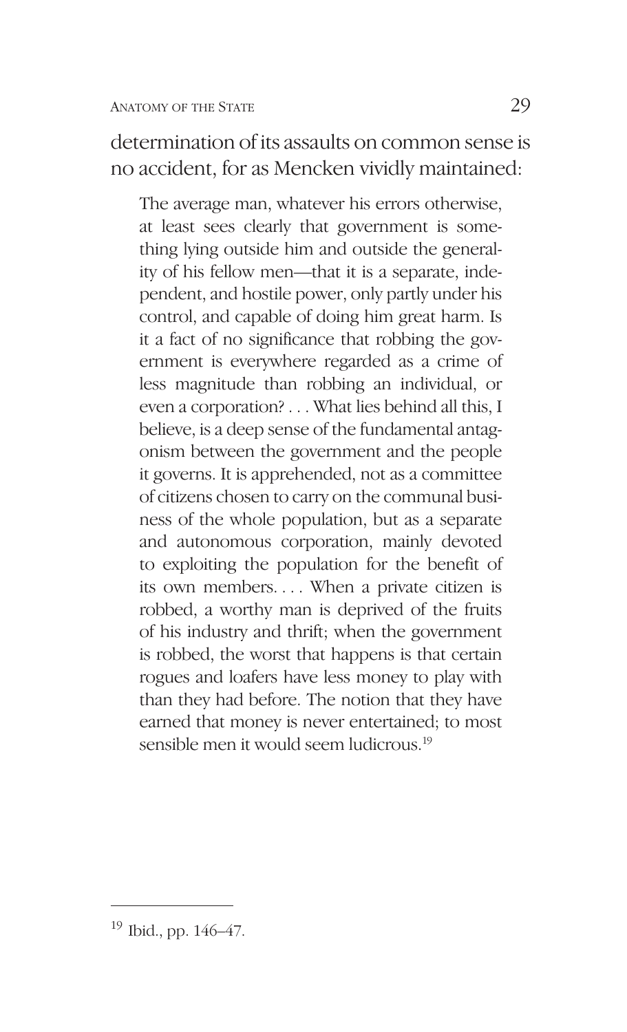determination of its assaults on common sense is no accident, for as Mencken vividly maintained:

> The average man, whatever his errors otherwise, at least sees clearly that government is something lying outside him and outside the generality of his fellow men—that it is a separate, independent, and hostile power, only partly under his control, and capable of doing him great harm. Is it a fact of no significance that robbing the government is everywhere regarded as a crime of less magnitude than robbing an individual, or even a corporation? . . . What lies behind all this, I believe, is a deep sense of the fundamental antagonism between the government and the people it governs. It is apprehended, not as a committee of citizens chosen to carry on the communal business of the whole population, but as a separate and autonomous corporation, mainly devoted to exploiting the population for the benefit of its own members. . . . When a private citizen is robbed, a worthy man is deprived of the fruits of his industry and thrift; when the government is robbed, the worst that happens is that certain rogues and loafers have less money to play with than they had before. The notion that they have earned that money is never entertained; to most sensible men it would seem ludicrous.[19]

---

[19] Ibid., pp. 146–47.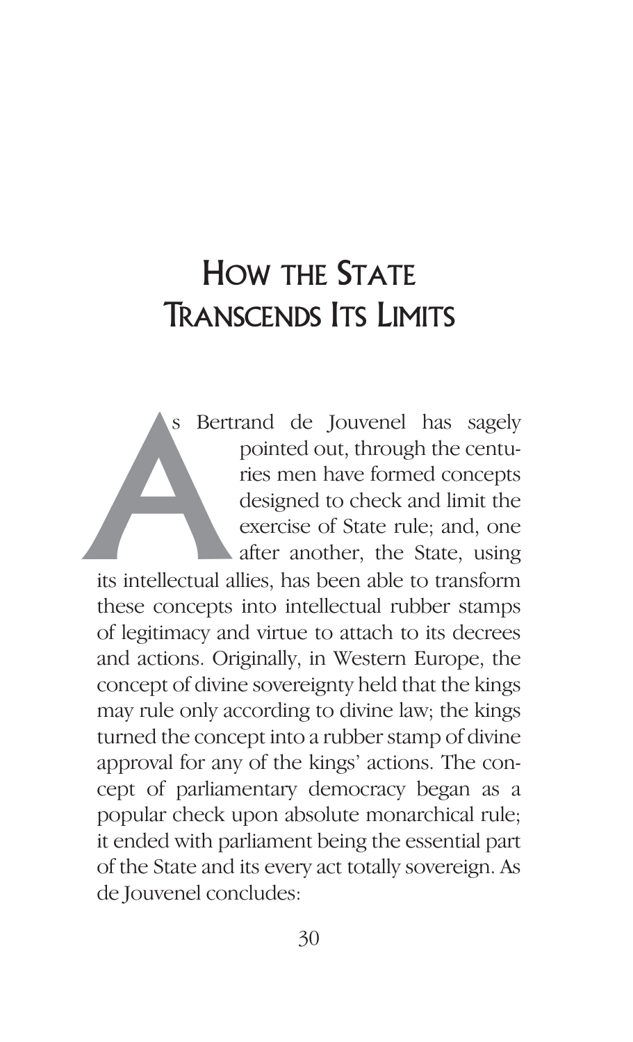# How the State Transcends Its Limits

As Bertrand de Jouvenel has sagely pointed out, through the centuries men have formed concepts designed to check and limit the exercise of State rule; and, one after another, the State, using its intellectual allies, has been able to transform these concepts into intellectual rubber stamps of legitimacy and virtue to attach to its decrees and actions. Originally, in Western Europe, the concept of divine sovereignty held that the kings may rule only according to divine law; the kings turned the concept into a rubber stamp of divine approval for any of the kings' actions. The concept of parliamentary democracy began as a popular check upon absolute monarchical rule; it ended with parliament being the essential part of the State and its every act totally sovereign. As de Jouvenel concludes: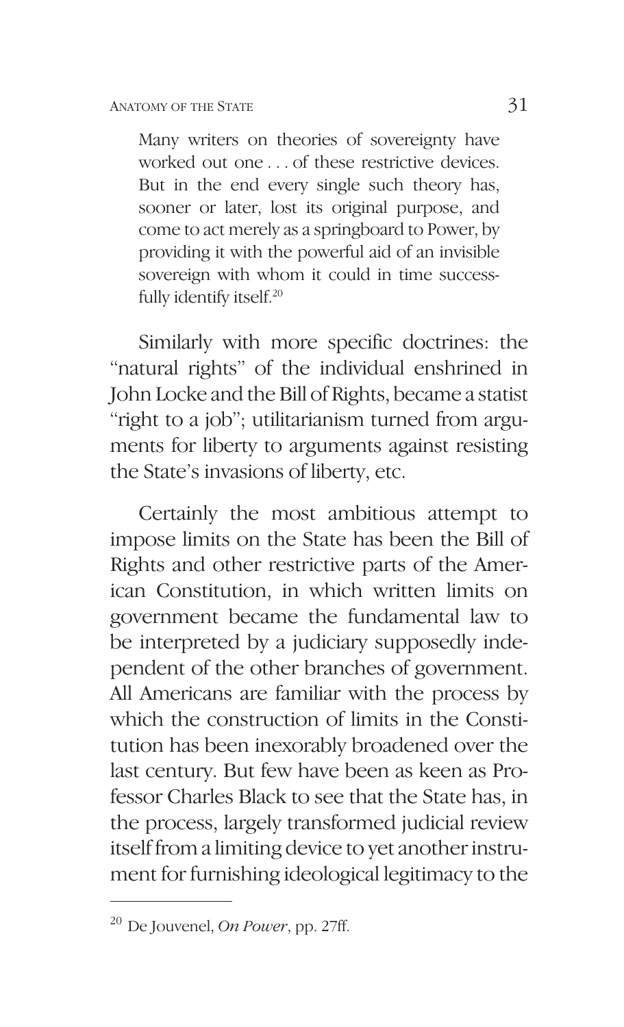> Many writers on theories of sovereignty have worked out one . . . of these restrictive devices. But in the end every single such theory has, sooner or later, lost its original purpose, and come to act merely as a springboard to Power, by providing it with the powerful aid of an invisible sovereign with whom it could in time successfully identify itself.[20]

Similarly with more specific doctrines: the "natural rights" of the individual enshrined in John Locke and the Bill of Rights, became a statist "right to a job"; utilitarianism turned from arguments for liberty to arguments against resisting the State's invasions of liberty, etc.

Certainly the most ambitious attempt to impose limits on the State has been the Bill of Rights and other restrictive parts of the American Constitution, in which written limits on government became the fundamental law to be interpreted by a judiciary supposedly independent of the other branches of government. All Americans are familiar with the process by which the construction of limits in the Constitution has been inexorably broadened over the last century. But few have been as keen as Professor Charles Black to see that the State has, in the process, largely transformed judicial review itself from a limiting device to yet another instrument for furnishing ideological legitimacy to the

---

[20] De Jouvenel, *On Power*, pp. 27ff.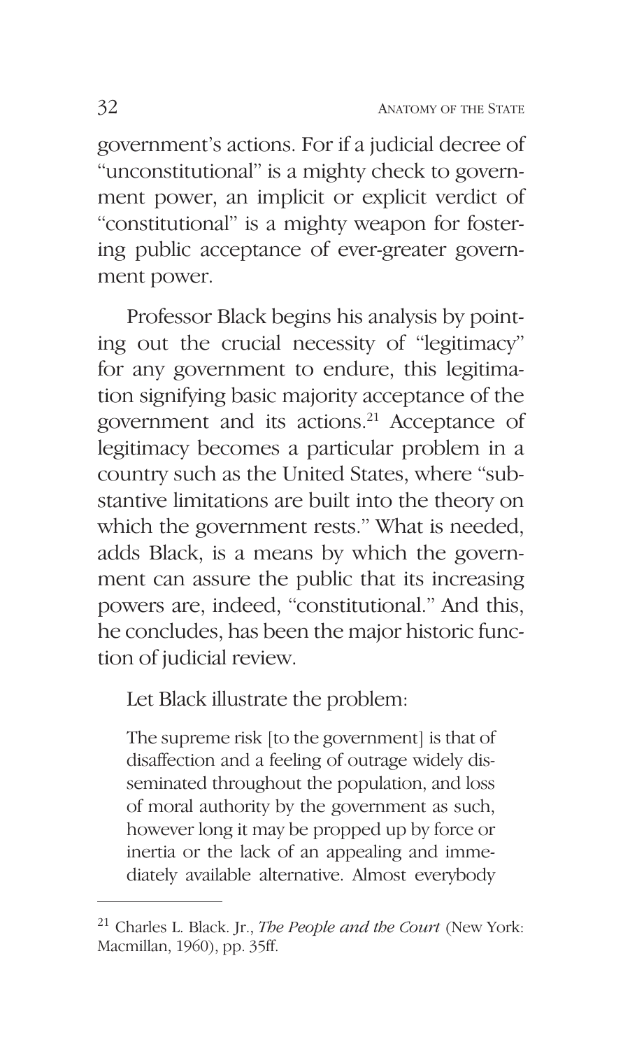government's actions. For if a judicial decree of "unconstitutional" is a mighty check to government power, an implicit or explicit verdict of "constitutional" is a mighty weapon for fostering public acceptance of ever-greater government power.

Professor Black begins his analysis by pointing out the crucial necessity of "legitimacy" for any government to endure, this legitimation signifying basic majority acceptance of the government and its actions.[21] Acceptance of legitimacy becomes a particular problem in a country such as the United States, where "substantive limitations are built into the theory on which the government rests." What is needed, adds Black, is a means by which the government can assure the public that its increasing powers are, indeed, "constitutional." And this, he concludes, has been the major historic function of judicial review.

Let Black illustrate the problem:

> The supreme risk [to the government] is that of disaffection and a feeling of outrage widely disseminated throughout the population, and loss of moral authority by the government as such, however long it may be propped up by force or inertia or the lack of an appealing and immediately available alternative. Almost everybody

---

[21] Charles L. Black. Jr., *The People and the Court* (New York: Macmillan, 1960), pp. 35ff.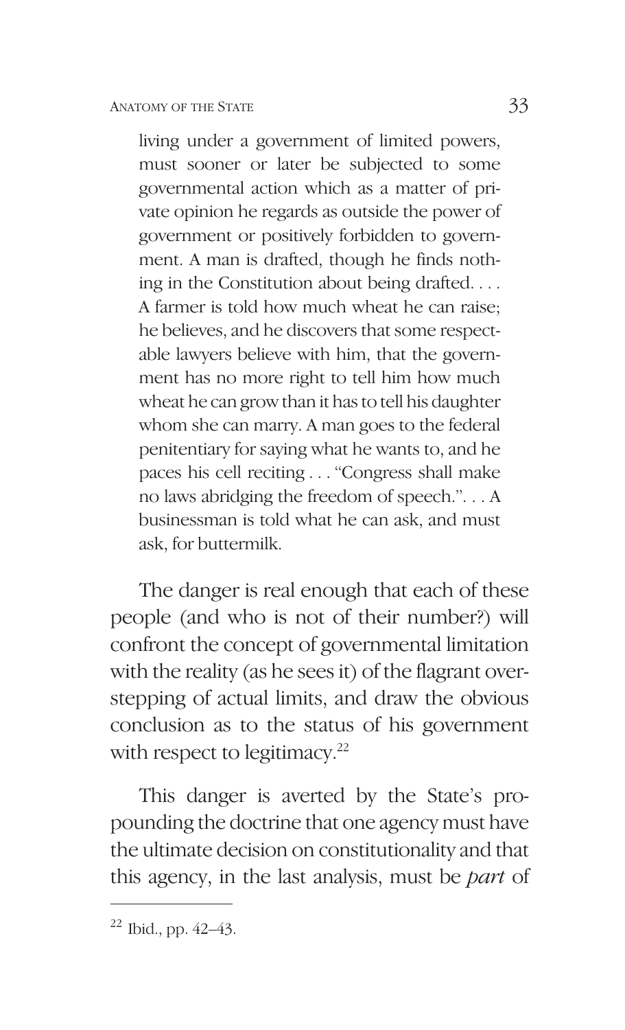> living under a government of limited powers, must sooner or later be subjected to some governmental action which as a matter of private opinion he regards as outside the power of government or positively forbidden to government. A man is drafted, though he finds nothing in the Constitution about being drafted. . . . A farmer is told how much wheat he can raise; he believes, and he discovers that some respectable lawyers believe with him, that the government has no more right to tell him how much wheat he can grow than it has to tell his daughter whom she can marry. A man goes to the federal penitentiary for saying what he wants to, and he paces his cell reciting . . . "Congress shall make no laws abridging the freedom of speech.". . . A businessman is told what he can ask, and must ask, for buttermilk.

The danger is real enough that each of these people (and who is not of their number?) will confront the concept of governmental limitation with the reality (as he sees it) of the flagrant overstepping of actual limits, and draw the obvious conclusion as to the status of his government with respect to legitimacy.[22]

This danger is averted by the State's propounding the doctrine that one agency must have the ultimate decision on constitutionality and that this agency, in the last analysis, must be *part* of

---

[22] Ibid., pp. 42–43.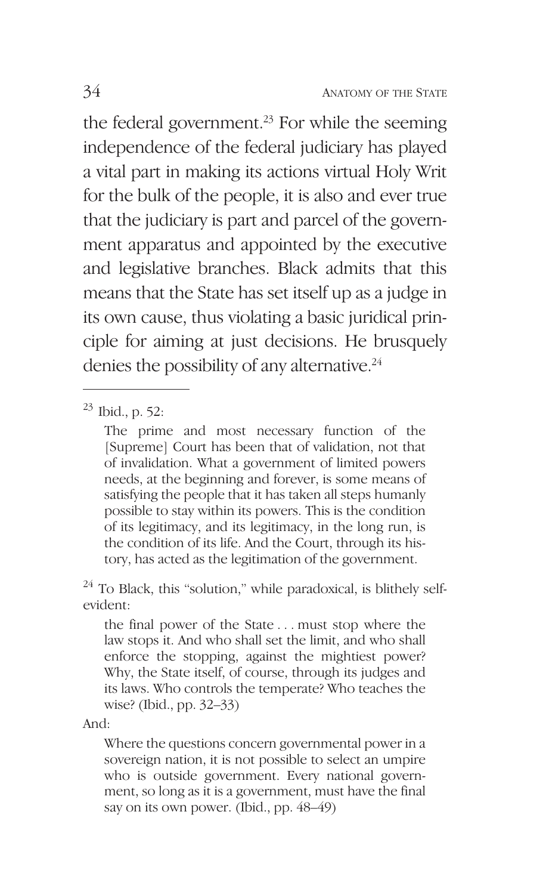the federal government.[23] For while the seeming independence of the federal judiciary has played a vital part in making its actions virtual Holy Writ for the bulk of the people, it is also and ever true that the judiciary is part and parcel of the government apparatus and appointed by the executive and legislative branches. Black admits that this means that the State has set itself up as a judge in its own cause, thus violating a basic juridical principle for aiming at just decisions. He brusquely denies the possibility of any alternative.[24]

---

[23] Ibid., p. 52:

> The prime and most necessary function of the [Supreme] Court has been that of validation, not that of invalidation. What a government of limited powers needs, at the beginning and forever, is some means of satisfying the people that it has taken all steps humanly possible to stay within its powers. This is the condition of its legitimacy, and its legitimacy, in the long run, is the condition of its life. And the Court, through its history, has acted as the legitimation of the government.

[24] To Black, this "solution," while paradoxical, is blithely self-evident:

> the final power of the State . . . must stop where the law stops it. And who shall set the limit, and who shall enforce the stopping, against the mightiest power? Why, the State itself, of course, through its judges and its laws. Who controls the temperate? Who teaches the wise? (Ibid., pp. 32–33)

And:

> Where the questions concern governmental power in a sovereign nation, it is not possible to select an umpire who is outside government. Every national government, so long as it is a government, must have the final say on its own power. (Ibid., pp. 48–49)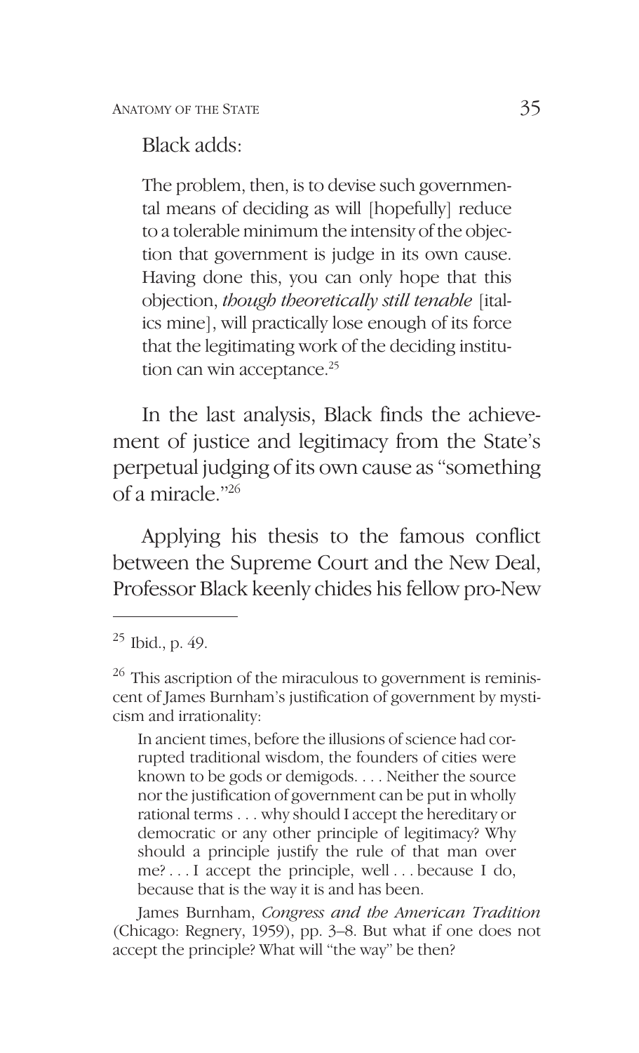Black adds:

> The problem, then, is to devise such governmental means of deciding as will [hopefully] reduce to a tolerable minimum the intensity of the objection that government is judge in its own cause. Having done this, you can only hope that this objection, *though theoretically still tenable* [italics mine], will practically lose enough of its force that the legitimating work of the deciding institution can win acceptance.[25]

In the last analysis, Black finds the achievement of justice and legitimacy from the State's perpetual judging of its own cause as "something of a miracle."[26]

Applying his thesis to the famous conflict between the Supreme Court and the New Deal, Professor Black keenly chides his fellow pro-New

---

[25] Ibid., p. 49.

[26] This ascription of the miraculous to government is reminiscent of James Burnham's justification of government by mysticism and irrationality:

> In ancient times, before the illusions of science had corrupted traditional wisdom, the founders of cities were known to be gods or demigods. . . . Neither the source nor the justification of government can be put in wholly rational terms . . . why should I accept the hereditary or democratic or any other principle of legitimacy? Why should a principle justify the rule of that man over me? . . . I accept the principle, well . . . because I do, because that is the way it is and has been.

James Burnham, *Congress and the American Tradition* (Chicago: Regnery, 1959), pp. 3–8. But what if one does not accept the principle? What will "the way" be then?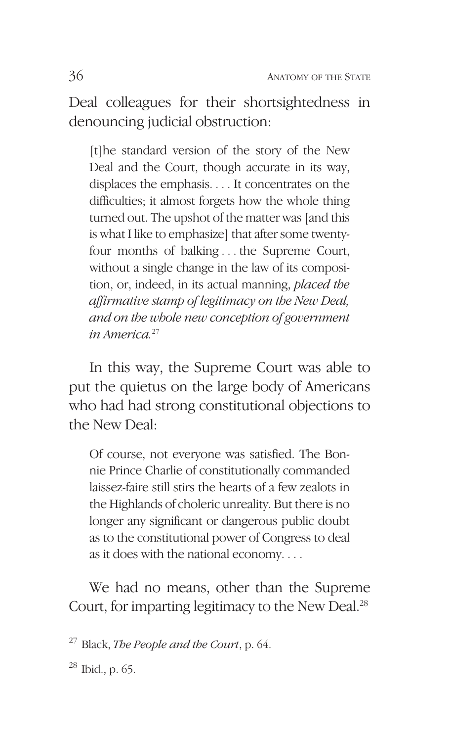Deal colleagues for their shortsightedness in denouncing judicial obstruction:

> [t]he standard version of the story of the New Deal and the Court, though accurate in its way, displaces the emphasis. . . . It concentrates on the difficulties; it almost forgets how the whole thing turned out. The upshot of the matter was [and this is what I like to emphasize] that after some twenty-four months of balking . . . the Supreme Court, without a single change in the law of its composition, or, indeed, in its actual manning, *placed the affirmative stamp of legitimacy on the New Deal, and on the whole new conception of government in America.*[27]

In this way, the Supreme Court was able to put the quietus on the large body of Americans who had had strong constitutional objections to the New Deal:

> Of course, not everyone was satisfied. The Bonnie Prince Charlie of constitutionally commanded laissez-faire still stirs the hearts of a few zealots in the Highlands of choleric unreality. But there is no longer any significant or dangerous public doubt as to the constitutional power of Congress to deal as it does with the national economy. . . .
>
> We had no means, other than the Supreme Court, for imparting legitimacy to the New Deal.[28]

---

[27] Black, *The People and the Court*, p. 64.

[28] Ibid., p. 65.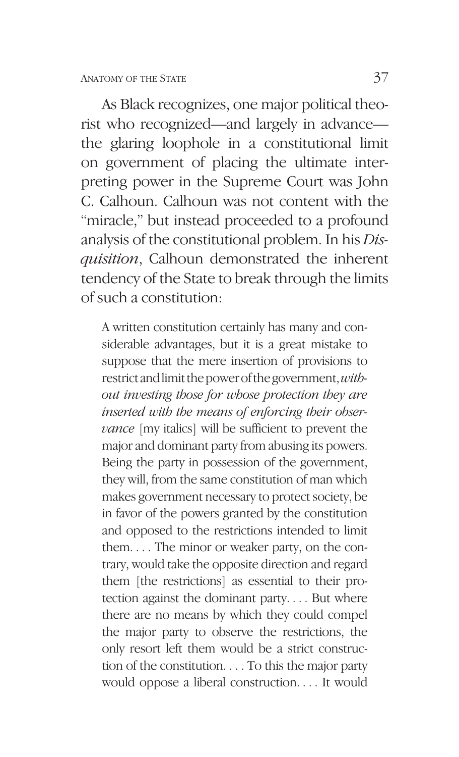As Black recognizes, one major political theorist who recognized—and largely in advance—the glaring loophole in a constitutional limit on government of placing the ultimate interpreting power in the Supreme Court was John C. Calhoun. Calhoun was not content with the "miracle," but instead proceeded to a profound analysis of the constitutional problem. In his *Disquisition*, Calhoun demonstrated the inherent tendency of the State to break through the limits of such a constitution:

> A written constitution certainly has many and considerable advantages, but it is a great mistake to suppose that the mere insertion of provisions to restrict and limit the power of the government, *without investing those for whose protection they are inserted with the means of enforcing their observance* [my italics] will be sufficient to prevent the major and dominant party from abusing its powers. Being the party in possession of the government, they will, from the same constitution of man which makes government necessary to protect society, be in favor of the powers granted by the constitution and opposed to the restrictions intended to limit them. . . . The minor or weaker party, on the contrary, would take the opposite direction and regard them [the restrictions] as essential to their protection against the dominant party. . . . But where there are no means by which they could compel the major party to observe the restrictions, the only resort left them would be a strict construction of the constitution. . . . To this the major party would oppose a liberal construction. . . . It would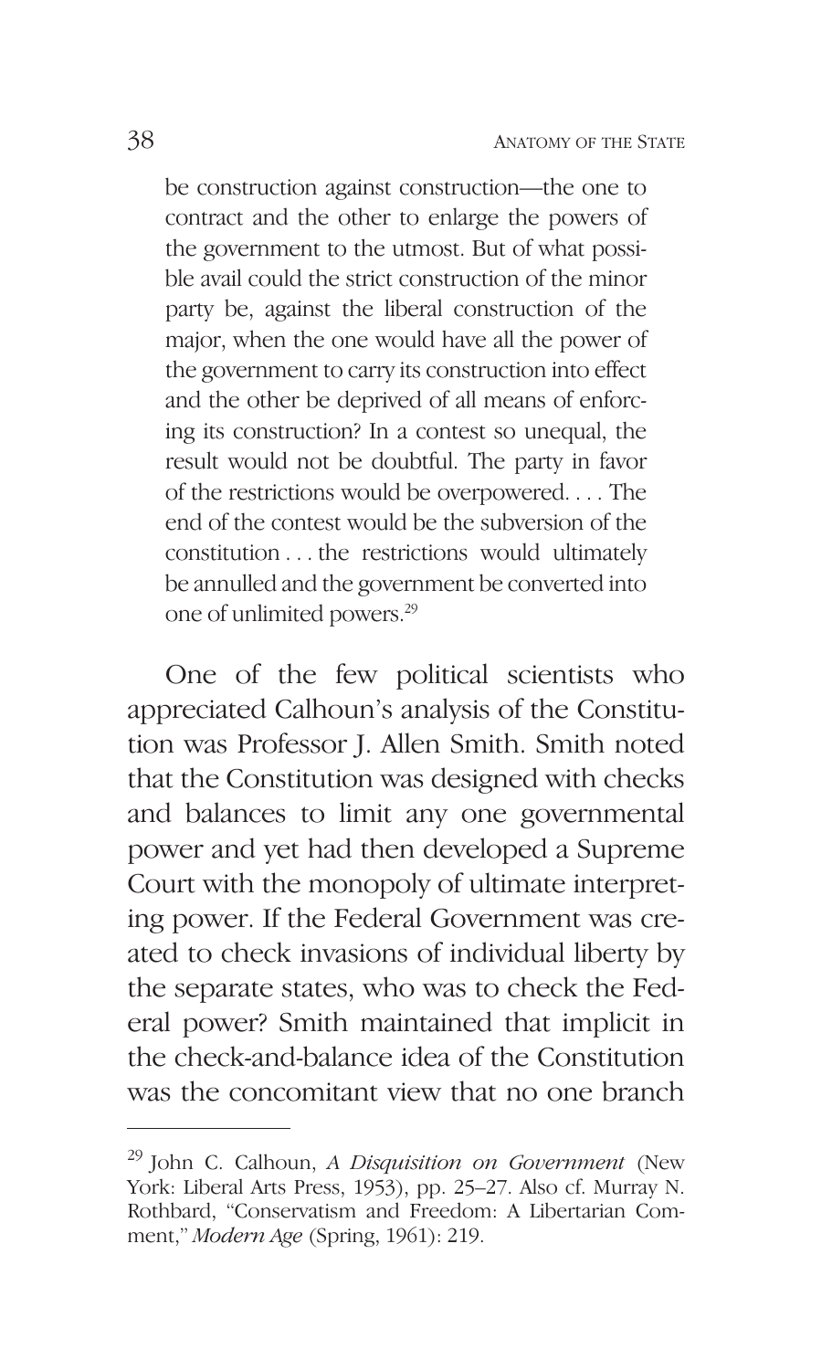> be construction against construction—the one to contract and the other to enlarge the powers of the government to the utmost. But of what possible avail could the strict construction of the minor party be, against the liberal construction of the major, when the one would have all the power of the government to carry its construction into effect and the other be deprived of all means of enforcing its construction? In a contest so unequal, the result would not be doubtful. The party in favor of the restrictions would be overpowered. . . . The end of the contest would be the subversion of the constitution . . . the restrictions would ultimately be annulled and the government be converted into one of unlimited powers.[29]

One of the few political scientists who appreciated Calhoun's analysis of the Constitution was Professor J. Allen Smith. Smith noted that the Constitution was designed with checks and balances to limit any one governmental power and yet had then developed a Supreme Court with the monopoly of ultimate interpreting power. If the Federal Government was created to check invasions of individual liberty by the separate states, who was to check the Federal power? Smith maintained that implicit in the check-and-balance idea of the Constitution was the concomitant view that no one branch

---

[29] John C. Calhoun, *A Disquisition on Government* (New York: Liberal Arts Press, 1953), pp. 25–27. Also cf. Murray N. Rothbard, "Conservatism and Freedom: A Libertarian Comment," *Modern Age* (Spring, 1961): 219.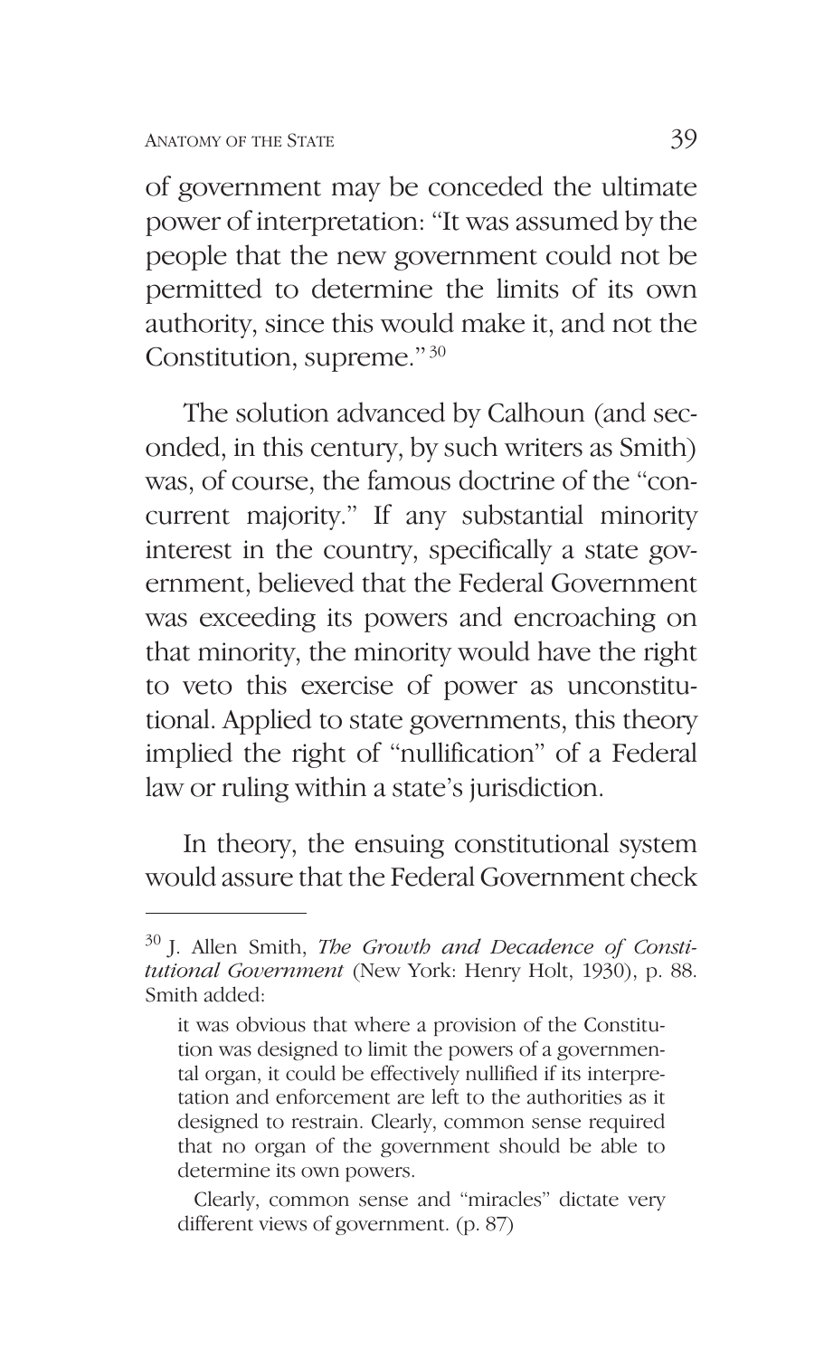of government may be conceded the ultimate power of interpretation: "It was assumed by the people that the new government could not be permitted to determine the limits of its own authority, since this would make it, and not the Constitution, supreme."[30]

The solution advanced by Calhoun (and seconded, in this century, by such writers as Smith) was, of course, the famous doctrine of the "concurrent majority." If any substantial minority interest in the country, specifically a state government, believed that the Federal Government was exceeding its powers and encroaching on that minority, the minority would have the right to veto this exercise of power as unconstitutional. Applied to state governments, this theory implied the right of "nullification" of a Federal law or ruling within a state's jurisdiction.

In theory, the ensuing constitutional system would assure that the Federal Government check

---

[30] J. Allen Smith, *The Growth and Decadence of Constitutional Government* (New York: Henry Holt, 1930), p. 88. Smith added:

> it was obvious that where a provision of the Constitution was designed to limit the powers of a governmental organ, it could be effectively nullified if its interpretation and enforcement are left to the authorities as it designed to restrain. Clearly, common sense required that no organ of the government should be able to determine its own powers.

Clearly, common sense and "miracles" dictate very different views of government. (p. 87)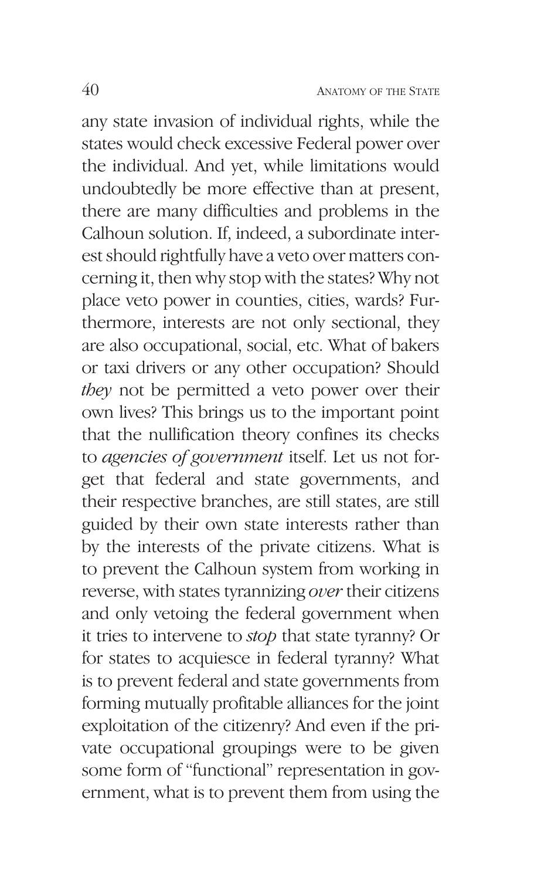any state invasion of individual rights, while the states would check excessive Federal power over the individual. And yet, while limitations would undoubtedly be more effective than at present, there are many difficulties and problems in the Calhoun solution. If, indeed, a subordinate interest should rightfully have a veto over matters concerning it, then why stop with the states? Why not place veto power in counties, cities, wards? Furthermore, interests are not only sectional, they are also occupational, social, etc. What of bakers or taxi drivers or any other occupation? Should *they* not be permitted a veto power over their own lives? This brings us to the important point that the nullification theory confines its checks to *agencies of government* itself. Let us not forget that federal and state governments, and their respective branches, are still states, are still guided by their own state interests rather than by the interests of the private citizens. What is to prevent the Calhoun system from working in reverse, with states tyrannizing *over* their citizens and only vetoing the federal government when it tries to intervene to *stop* that state tyranny? Or for states to acquiesce in federal tyranny? What is to prevent federal and state governments from forming mutually profitable alliances for the joint exploitation of the citizenry? And even if the private occupational groupings were to be given some form of "functional" representation in government, what is to prevent them from using the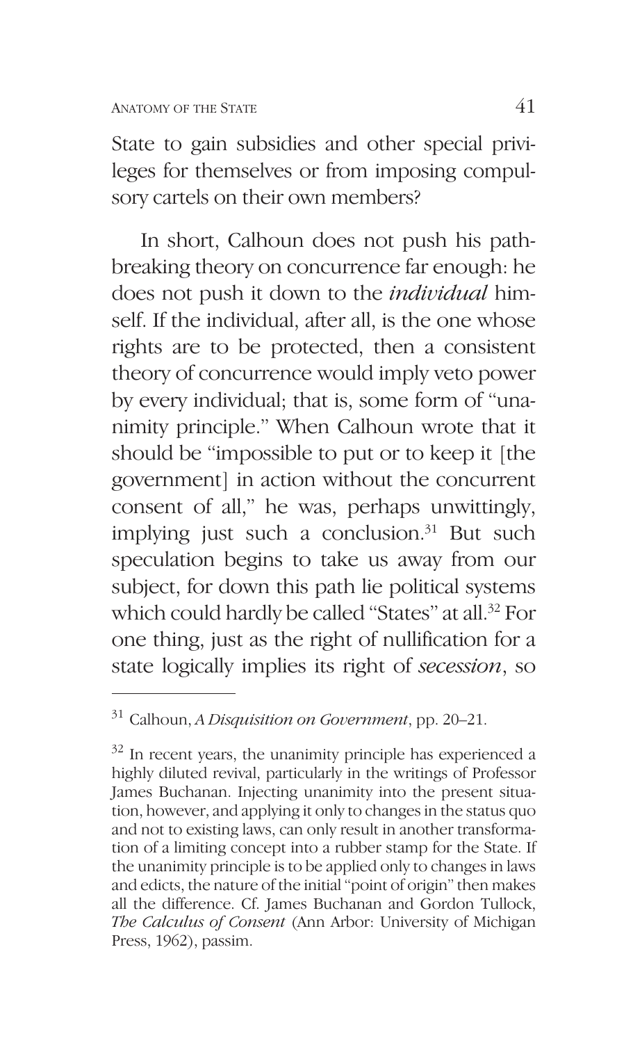State to gain subsidies and other special privileges for themselves or from imposing compulsory cartels on their own members?

In short, Calhoun does not push his pathbreaking theory on concurrence far enough: he does not push it down to the *individual* himself. If the individual, after all, is the one whose rights are to be protected, then a consistent theory of concurrence would imply veto power by every individual; that is, some form of "unanimity principle." When Calhoun wrote that it should be "impossible to put or to keep it [the government] in action without the concurrent consent of all," he was, perhaps unwittingly, implying just such a conclusion.[31] But such speculation begins to take us away from our subject, for down this path lie political systems which could hardly be called "States" at all.[32] For one thing, just as the right of nullification for a state logically implies its right of *secession*, so

---

[31] Calhoun, *A Disquisition on Government*, pp. 20–21.

[32] In recent years, the unanimity principle has experienced a highly diluted revival, particularly in the writings of Professor James Buchanan. Injecting unanimity into the present situation, however, and applying it only to changes in the status quo and not to existing laws, can only result in another transformation of a limiting concept into a rubber stamp for the State. If the unanimity principle is to be applied only to changes in laws and edicts, the nature of the initial "point of origin" then makes all the difference. Cf. James Buchanan and Gordon Tullock, *The Calculus of Consent* (Ann Arbor: University of Michigan Press, 1962), passim.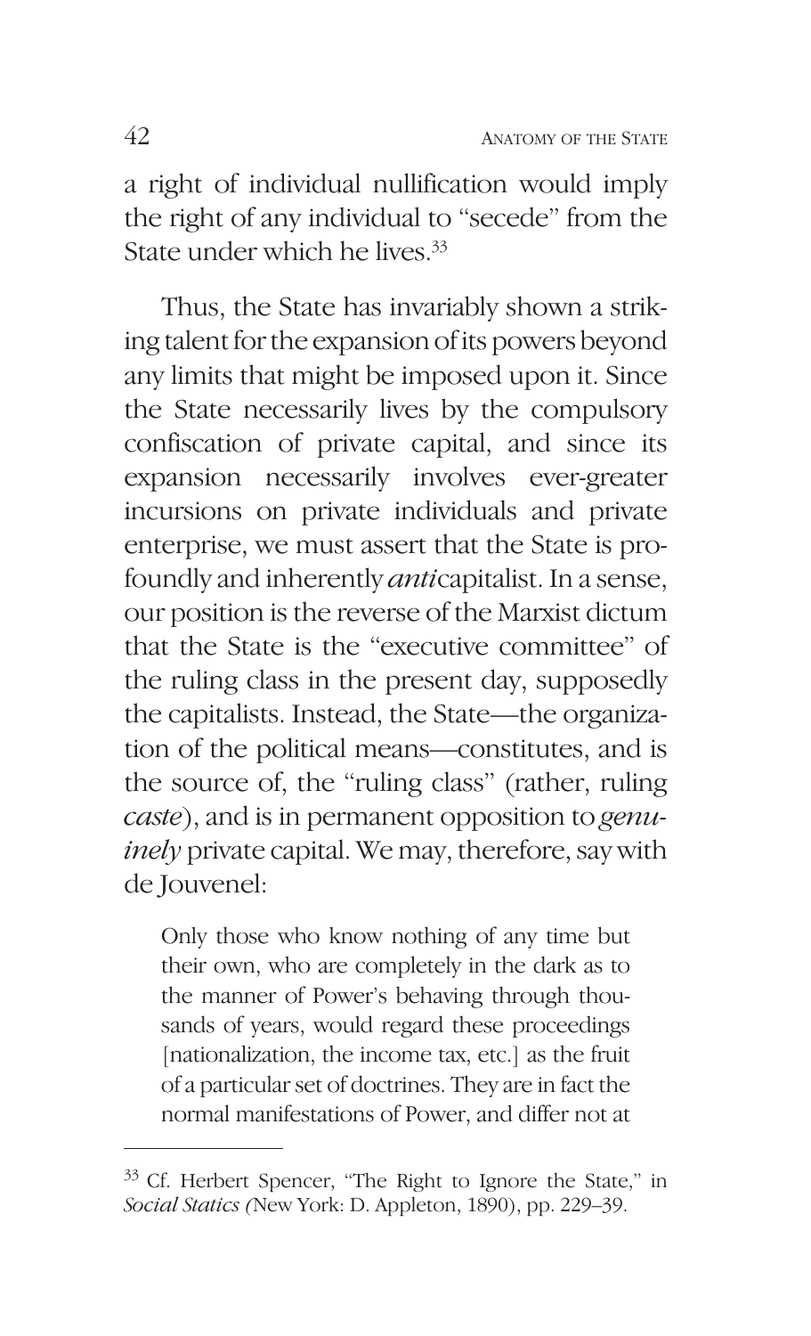a right of individual nullification would imply the right of any individual to "secede" from the State under which he lives.[33]

Thus, the State has invariably shown a striking talent for the expansion of its powers beyond any limits that might be imposed upon it. Since the State necessarily lives by the compulsory confiscation of private capital, and since its expansion necessarily involves ever-greater incursions on private individuals and private enterprise, we must assert that the State is profoundly and inherently *anti*capitalist. In a sense, our position is the reverse of the Marxist dictum that the State is the "executive committee" of the ruling class in the present day, supposedly the capitalists. Instead, the State—the organization of the political means—constitutes, and is the source of, the "ruling class" (rather, ruling *caste*), and is in permanent opposition to *genuinely* private capital. We may, therefore, say with de Jouvenel:

> Only those who know nothing of any time but their own, who are completely in the dark as to the manner of Power's behaving through thousands of years, would regard these proceedings [nationalization, the income tax, etc.] as the fruit of a particular set of doctrines. They are in fact the normal manifestations of Power, and differ not at

---

[33] Cf. Herbert Spencer, "The Right to Ignore the State," in *Social Statics (*New York: D. Appleton, 1890), pp. 229–39.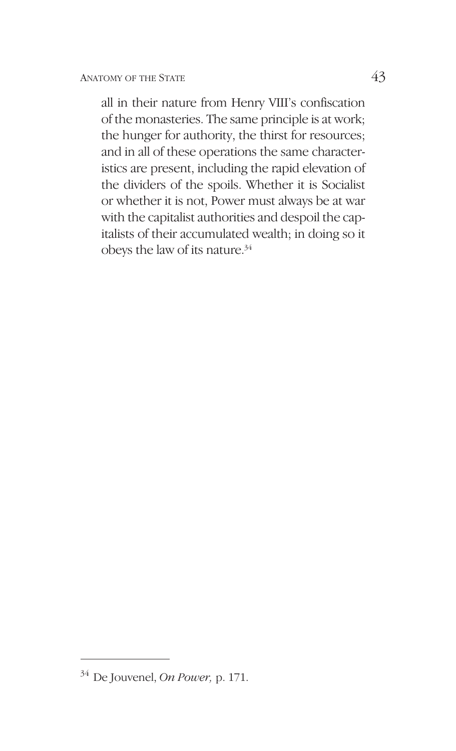all in their nature from Henry VIII's confiscation of the monasteries. The same principle is at work; the hunger for authority, the thirst for resources; and in all of these operations the same characteristics are present, including the rapid elevation of the dividers of the spoils. Whether it is Socialist or whether it is not, Power must always be at war with the capitalist authorities and despoil the capitalists of their accumulated wealth; in doing so it obeys the law of its nature.[34]

---

[34] De Jouvenel, *On Power,* p. 171.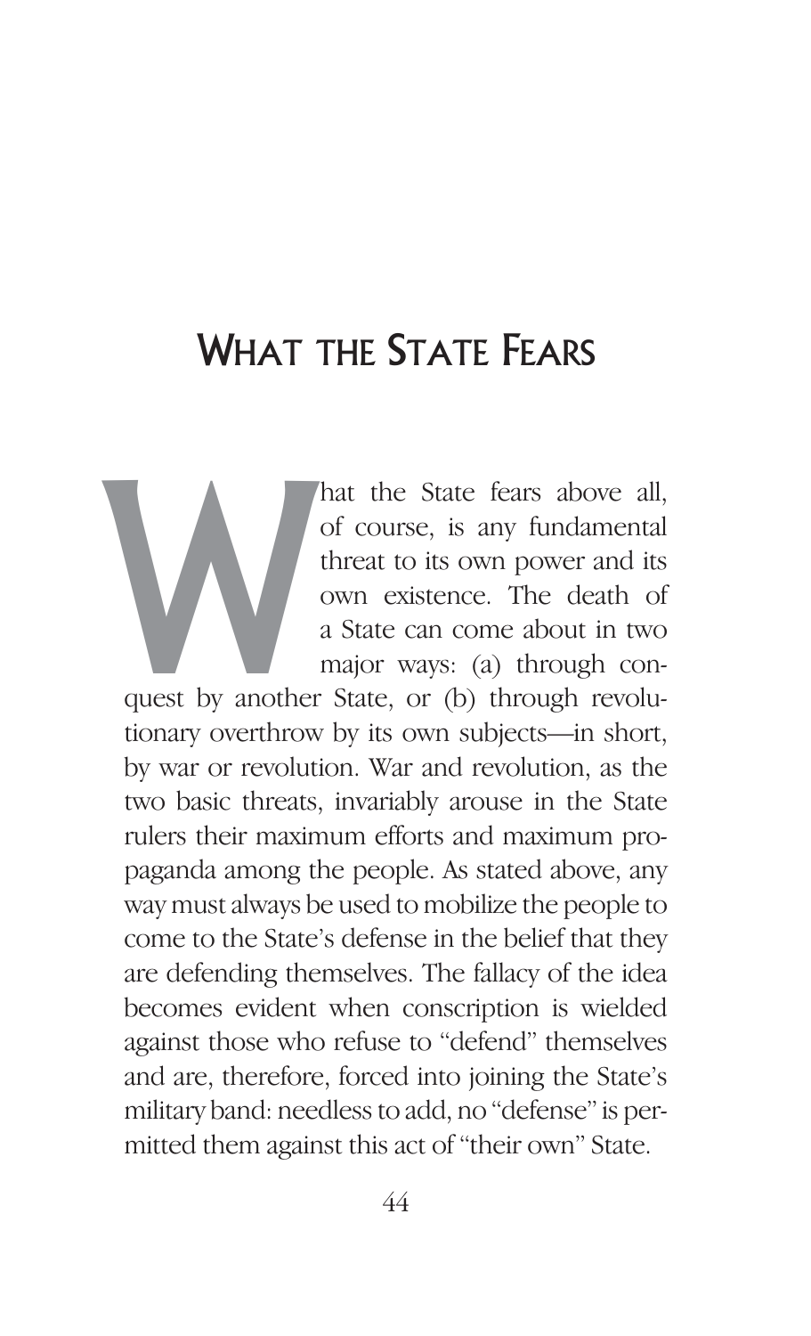# What the State Fears

What the State fears above all, of course, is any fundamental threat to its own power and its own existence. The death of a State can come about in two major ways: (a) through conquest by another State, or (b) through revolutionary overthrow by its own subjects—in short, by war or revolution. War and revolution, as the two basic threats, invariably arouse in the State rulers their maximum efforts and maximum propaganda among the people. As stated above, any way must always be used to mobilize the people to come to the State's defense in the belief that they are defending themselves. The fallacy of the idea becomes evident when conscription is wielded against those who refuse to "defend" themselves and are, therefore, forced into joining the State's military band: needless to add, no "defense" is permitted them against this act of "their own" State.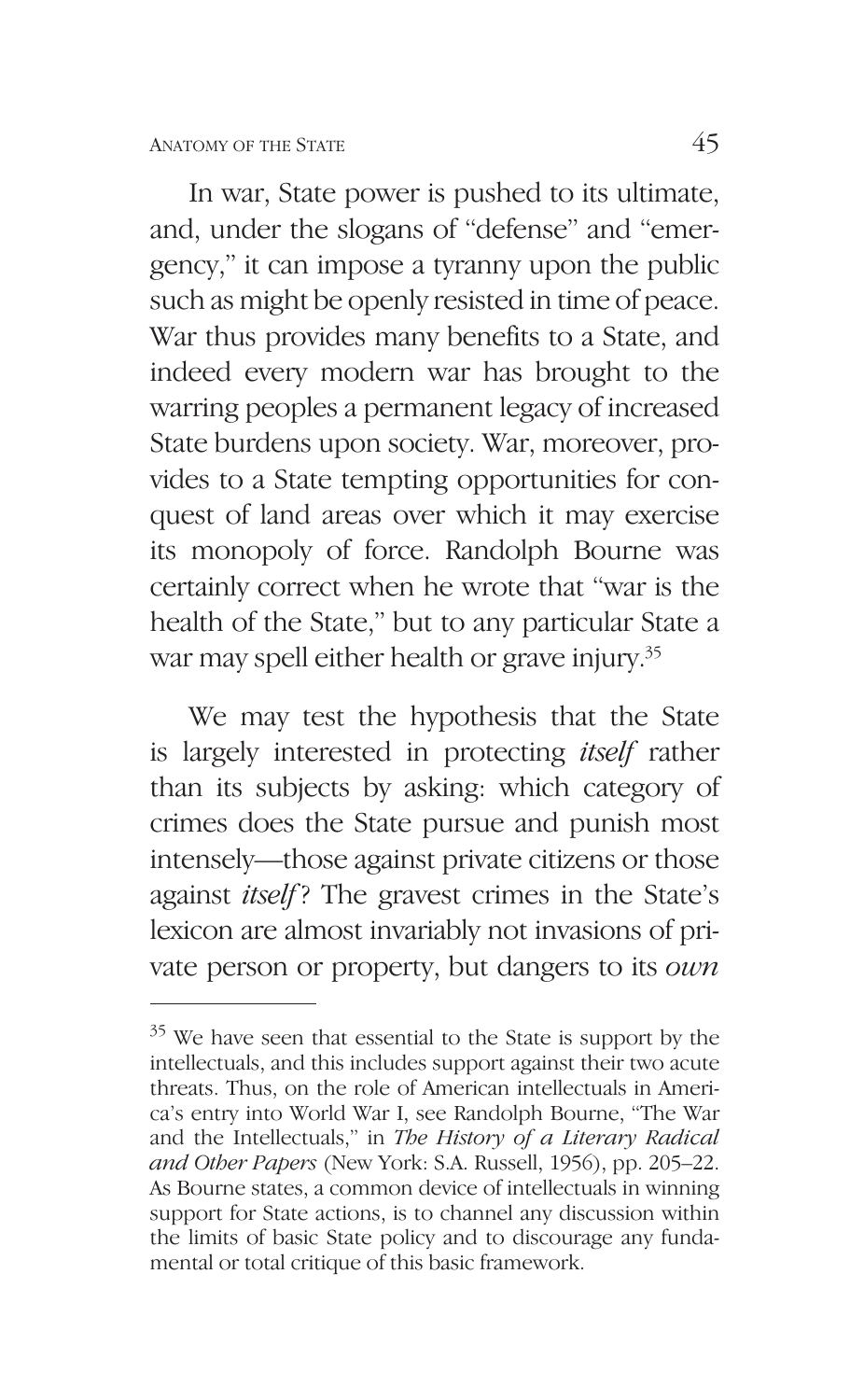In war, State power is pushed to its ultimate, and, under the slogans of "defense" and "emergency," it can impose a tyranny upon the public such as might be openly resisted in time of peace. War thus provides many benefits to a State, and indeed every modern war has brought to the warring peoples a permanent legacy of increased State burdens upon society. War, moreover, provides to a State tempting opportunities for conquest of land areas over which it may exercise its monopoly of force. Randolph Bourne was certainly correct when he wrote that "war is the health of the State," but to any particular State a war may spell either health or grave injury.[35]

We may test the hypothesis that the State is largely interested in protecting *itself* rather than its subjects by asking: which category of crimes does the State pursue and punish most intensely—those against private citizens or those against *itself*? The gravest crimes in the State's lexicon are almost invariably not invasions of private person or property, but dangers to its *own*

---

[35] We have seen that essential to the State is support by the intellectuals, and this includes support against their two acute threats. Thus, on the role of American intellectuals in America's entry into World War I, see Randolph Bourne, "The War and the Intellectuals," in *The History of a Literary Radical and Other Papers* (New York: S.A. Russell, 1956), pp. 205–22. As Bourne states, a common device of intellectuals in winning support for State actions, is to channel any discussion within the limits of basic State policy and to discourage any fundamental or total critique of this basic framework.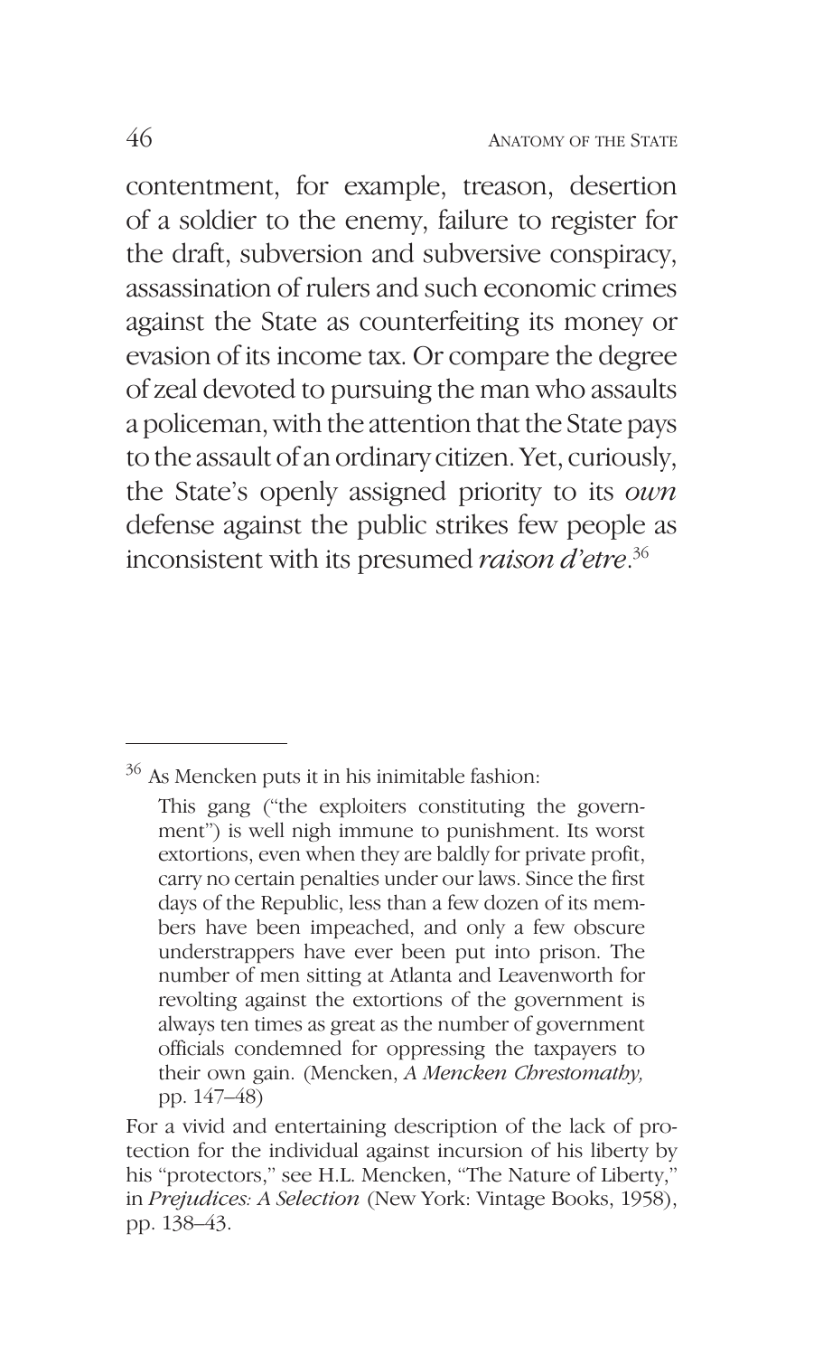contentment, for example, treason, desertion of a soldier to the enemy, failure to register for the draft, subversion and subversive conspiracy, assassination of rulers and such economic crimes against the State as counterfeiting its money or evasion of its income tax. Or compare the degree of zeal devoted to pursuing the man who assaults a policeman, with the attention that the State pays to the assault of an ordinary citizen. Yet, curiously, the State's openly assigned priority to its *own* defense against the public strikes few people as inconsistent with its presumed *raison d'etre*.[36]

---

[36] As Mencken puts it in his inimitable fashion:

> This gang ("the exploiters constituting the government") is well nigh immune to punishment. Its worst extortions, even when they are baldly for private profit, carry no certain penalties under our laws. Since the first days of the Republic, less than a few dozen of its members have been impeached, and only a few obscure understrappers have ever been put into prison. The number of men sitting at Atlanta and Leavenworth for revolting against the extortions of the government is always ten times as great as the number of government officials condemned for oppressing the taxpayers to their own gain. (Mencken, *A Mencken Chrestomathy,* pp. 147–48)

For a vivid and entertaining description of the lack of protection for the individual against incursion of his liberty by his "protectors," see H.L. Mencken, "The Nature of Liberty," in *Prejudices: A Selection* (New York: Vintage Books, 1958), pp. 138–43.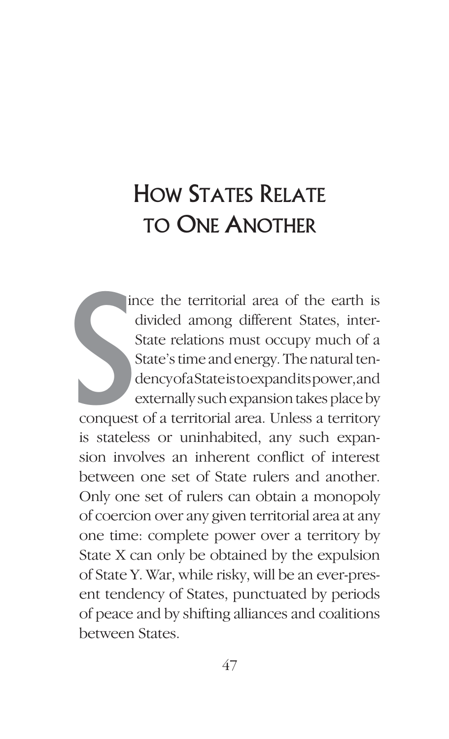# How States Relate to One Another

Since the territorial area of the earth is divided among different States, inter-State relations must occupy much of a State's time and energy. The natural tendency of a State is to expand its power, and externally such expansion takes place by conquest of a territorial area. Unless a territory is stateless or uninhabited, any such expansion involves an inherent conflict of interest between one set of State rulers and another. Only one set of rulers can obtain a monopoly of coercion over any given territorial area at any one time: complete power over a territory by State X can only be obtained by the expulsion of State Y. War, while risky, will be an ever-present tendency of States, punctuated by periods of peace and by shifting alliances and coalitions between States.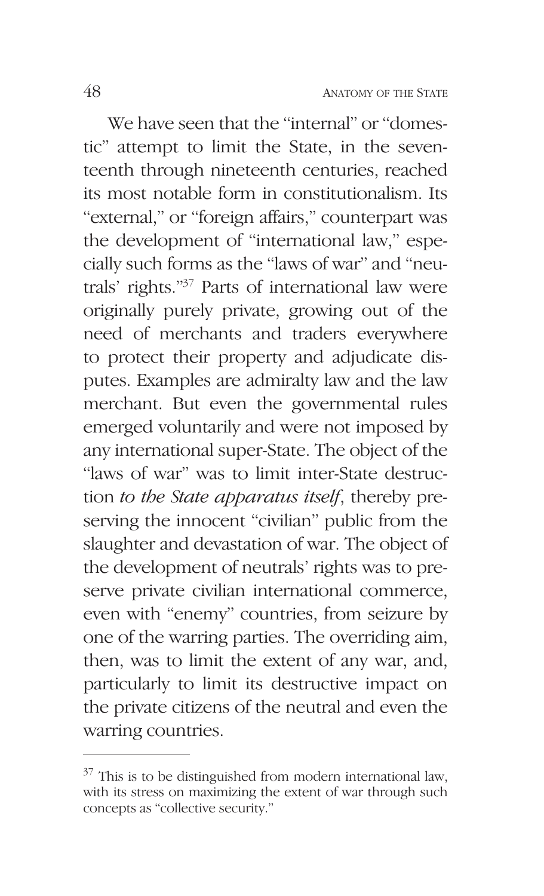We have seen that the "internal" or "domestic" attempt to limit the State, in the seventeenth through nineteenth centuries, reached its most notable form in constitutionalism. Its "external," or "foreign affairs," counterpart was the development of "international law," especially such forms as the "laws of war" and "neutrals' rights."[37] Parts of international law were originally purely private, growing out of the need of merchants and traders everywhere to protect their property and adjudicate disputes. Examples are admiralty law and the law merchant. But even the governmental rules emerged voluntarily and were not imposed by any international super-State. The object of the "laws of war" was to limit inter-State destruction *to the State apparatus itself*, thereby preserving the innocent "civilian" public from the slaughter and devastation of war. The object of the development of neutrals' rights was to preserve private civilian international commerce, even with "enemy" countries, from seizure by one of the warring parties. The overriding aim, then, was to limit the extent of any war, and, particularly to limit its destructive impact on the private citizens of the neutral and even the warring countries.

---

[37] This is to be distinguished from modern international law, with its stress on maximizing the extent of war through such concepts as "collective security."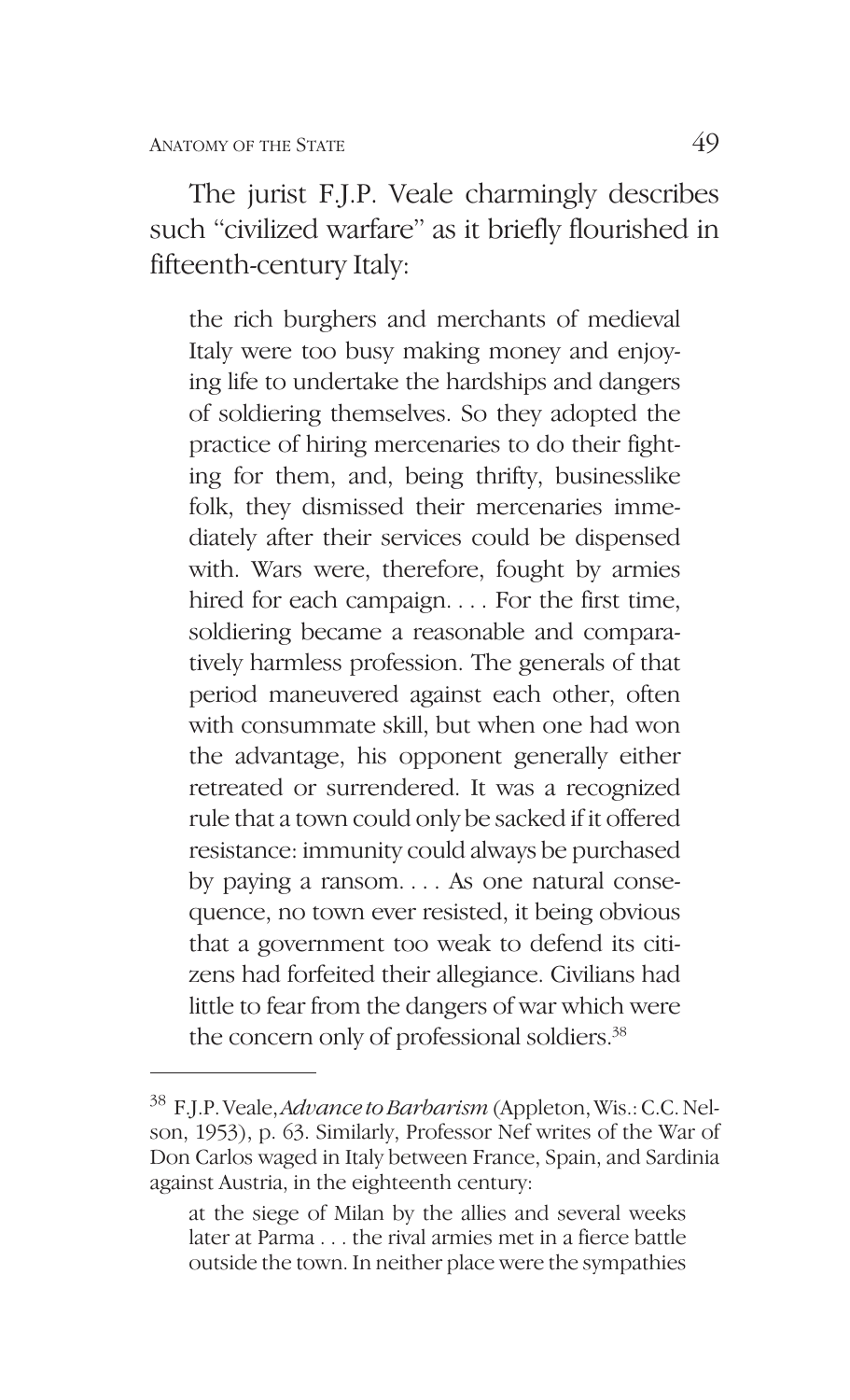The jurist F.J.P. Veale charmingly describes such "civilized warfare" as it briefly flourished in fifteenth-century Italy:

> the rich burghers and merchants of medieval Italy were too busy making money and enjoying life to undertake the hardships and dangers of soldiering themselves. So they adopted the practice of hiring mercenaries to do their fighting for them, and, being thrifty, businesslike folk, they dismissed their mercenaries immediately after their services could be dispensed with. Wars were, therefore, fought by armies hired for each campaign. . . . For the first time, soldiering became a reasonable and comparatively harmless profession. The generals of that period maneuvered against each other, often with consummate skill, but when one had won the advantage, his opponent generally either retreated or surrendered. It was a recognized rule that a town could only be sacked if it offered resistance: immunity could always be purchased by paying a ransom. . . . As one natural consequence, no town ever resisted, it being obvious that a government too weak to defend its citizens had forfeited their allegiance. Civilians had little to fear from the dangers of war which were the concern only of professional soldiers.[38]

---

[38] F.J.P. Veale, *Advance to Barbarism* (Appleton, Wis.: C.C. Nelson, 1953), p. 63. Similarly, Professor Nef writes of the War of Don Carlos waged in Italy between France, Spain, and Sardinia against Austria, in the eighteenth century:

> at the siege of Milan by the allies and several weeks later at Parma . . . the rival armies met in a fierce battle outside the town. In neither place were the sympathies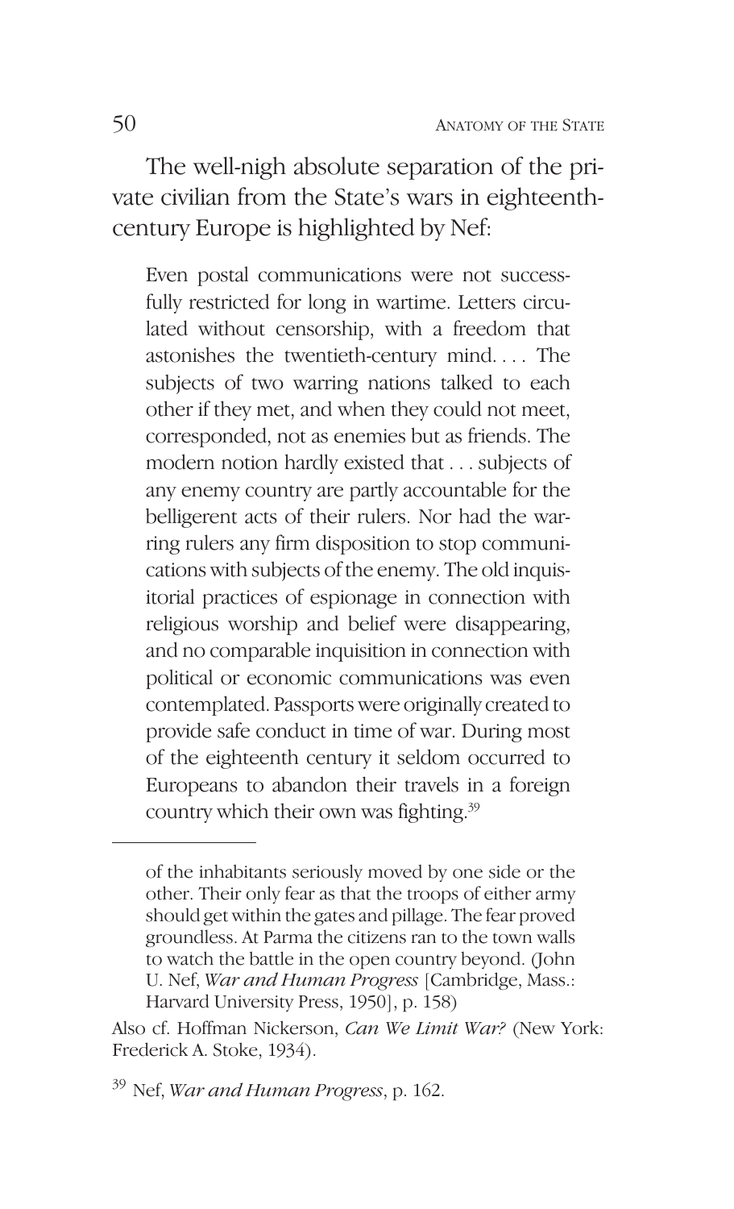The well-nigh absolute separation of the private civilian from the State's wars in eighteenth-century Europe is highlighted by Nef:

> Even postal communications were not successfully restricted for long in wartime. Letters circulated without censorship, with a freedom that astonishes the twentieth-century mind. . . . The subjects of two warring nations talked to each other if they met, and when they could not meet, corresponded, not as enemies but as friends. The modern notion hardly existed that . . . subjects of any enemy country are partly accountable for the belligerent acts of their rulers. Nor had the warring rulers any firm disposition to stop communications with subjects of the enemy. The old inquisitorial practices of espionage in connection with religious worship and belief were disappearing, and no comparable inquisition in connection with political or economic communications was even contemplated. Passports were originally created to provide safe conduct in time of war. During most of the eighteenth century it seldom occurred to Europeans to abandon their travels in a foreign country which their own was fighting.[39]

---

of the inhabitants seriously moved by one side or the other. Their only fear as that the troops of either army should get within the gates and pillage. The fear proved groundless. At Parma the citizens ran to the town walls to watch the battle in the open country beyond. (John U. Nef, *War and Human Progress* [Cambridge, Mass.: Harvard University Press, 1950], p. 158)

Also cf. Hoffman Nickerson, *Can We Limit War?* (New York: Frederick A. Stoke, 1934).

[39] Nef, *War and Human Progress*, p. 162.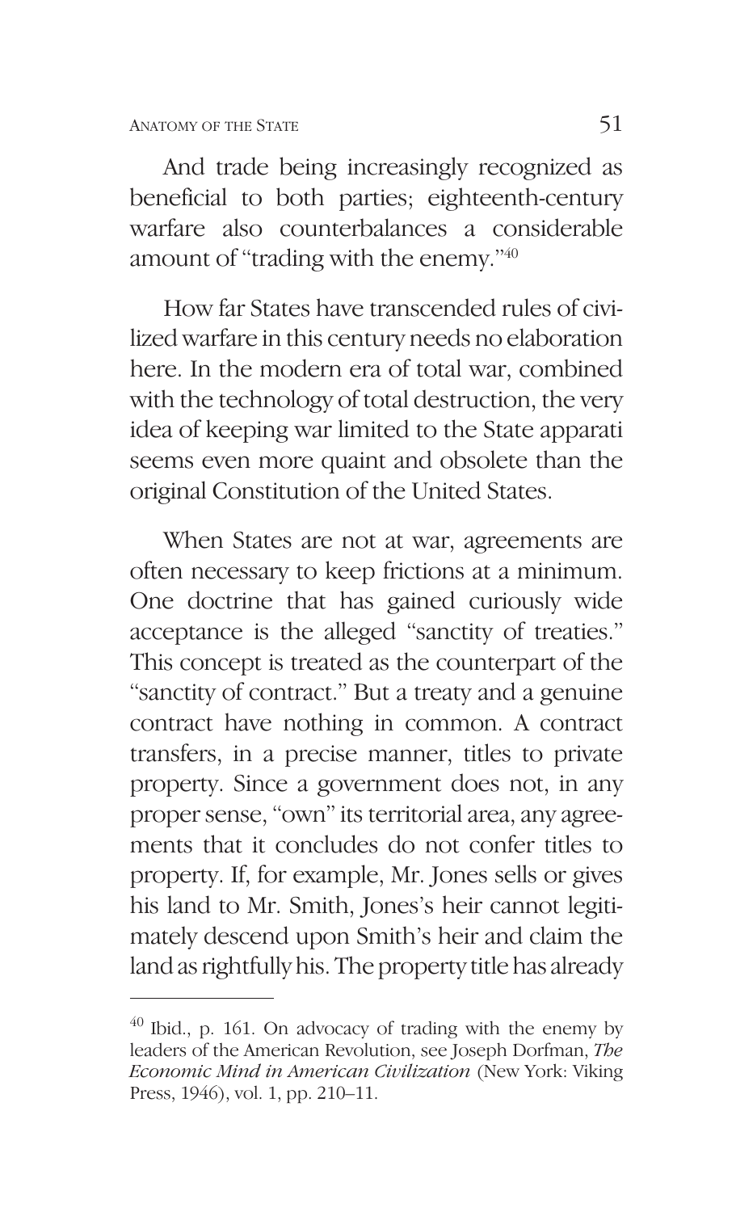And trade being increasingly recognized as beneficial to both parties; eighteenth-century warfare also counterbalances a considerable amount of "trading with the enemy."[40]

How far States have transcended rules of civilized warfare in this century needs no elaboration here. In the modern era of total war, combined with the technology of total destruction, the very idea of keeping war limited to the State apparati seems even more quaint and obsolete than the original Constitution of the United States.

When States are not at war, agreements are often necessary to keep frictions at a minimum. One doctrine that has gained curiously wide acceptance is the alleged "sanctity of treaties." This concept is treated as the counterpart of the "sanctity of contract." But a treaty and a genuine contract have nothing in common. A contract transfers, in a precise manner, titles to private property. Since a government does not, in any proper sense, "own" its territorial area, any agreements that it concludes do not confer titles to property. If, for example, Mr. Jones sells or gives his land to Mr. Smith, Jones's heir cannot legitimately descend upon Smith's heir and claim the land as rightfully his. The property title has already

---

[40] Ibid., p. 161. On advocacy of trading with the enemy by leaders of the American Revolution, see Joseph Dorfman, *The Economic Mind in American Civilization* (New York: Viking Press, 1946), vol. 1, pp. 210–11.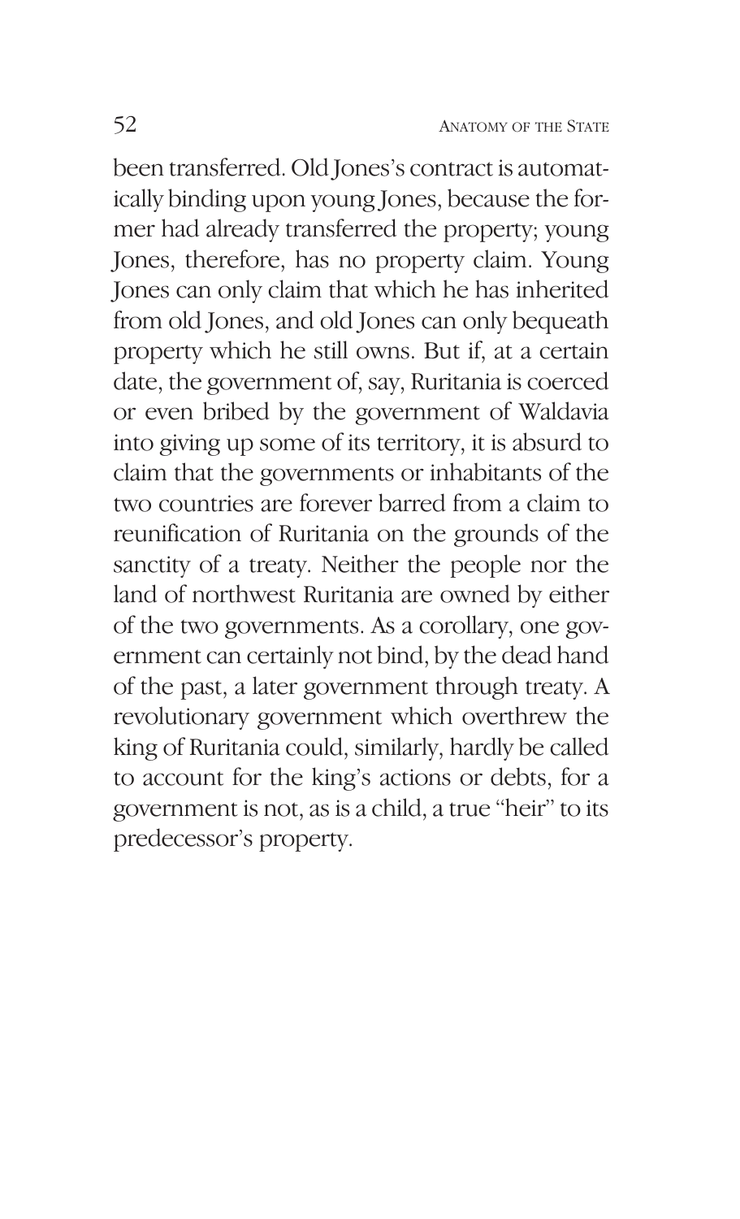been transferred. Old Jones's contract is automatically binding upon young Jones, because the former had already transferred the property; young Jones, therefore, has no property claim. Young Jones can only claim that which he has inherited from old Jones, and old Jones can only bequeath property which he still owns. But if, at a certain date, the government of, say, Ruritania is coerced or even bribed by the government of Waldavia into giving up some of its territory, it is absurd to claim that the governments or inhabitants of the two countries are forever barred from a claim to reunification of Ruritania on the grounds of the sanctity of a treaty. Neither the people nor the land of northwest Ruritania are owned by either of the two governments. As a corollary, one government can certainly not bind, by the dead hand of the past, a later government through treaty. A revolutionary government which overthrew the king of Ruritania could, similarly, hardly be called to account for the king's actions or debts, for a government is not, as is a child, a true "heir" to its predecessor's property.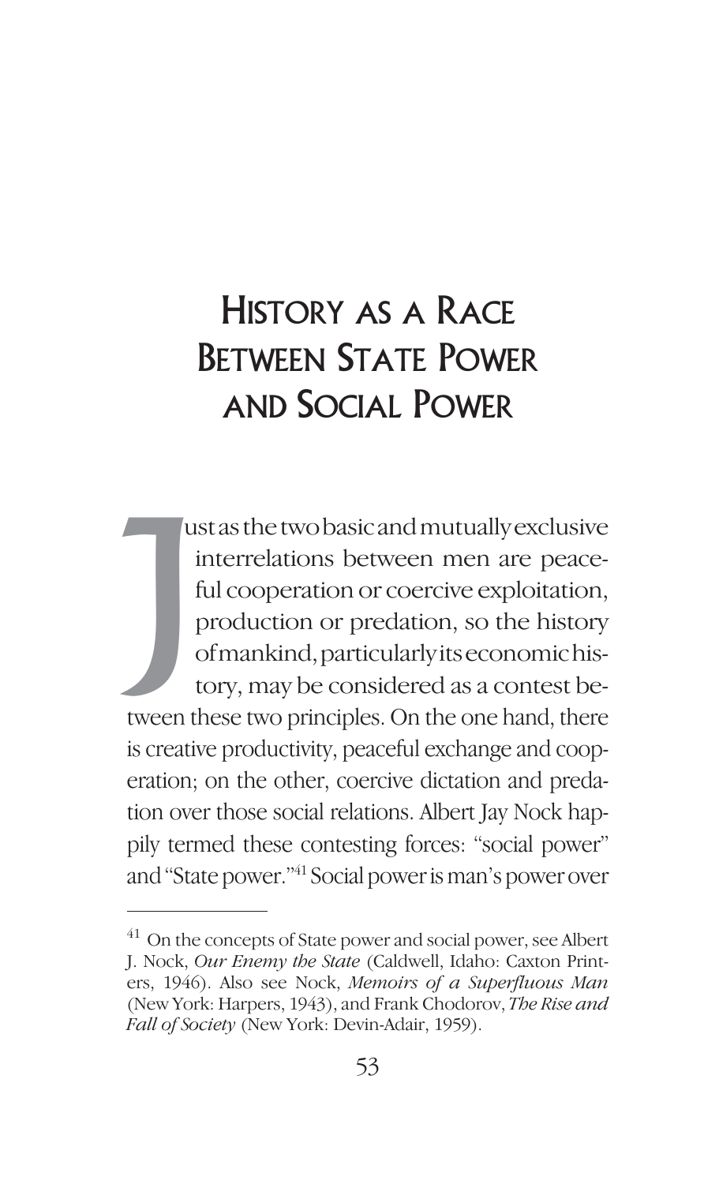# History as a Race Between State Power and Social Power

Just as the two basic and mutually exclusive interrelations between men are peaceful cooperation or coercive exploitation, production or predation, so the history of mankind, particularly its economic history, may be considered as a contest between these two principles. On the one hand, there is creative productivity, peaceful exchange and cooperation; on the other, coercive dictation and predation over those social relations. Albert Jay Nock happily termed these contesting forces: "social power" and "State power."[41] Social power is man's power over

---

[41] On the concepts of State power and social power, see Albert J. Nock, *Our Enemy the State* (Caldwell, Idaho: Caxton Printers, 1946). Also see Nock, *Memoirs of a Superfluous Man* (New York: Harpers, 1943), and Frank Chodorov, *The Rise and Fall of Society* (New York: Devin-Adair, 1959).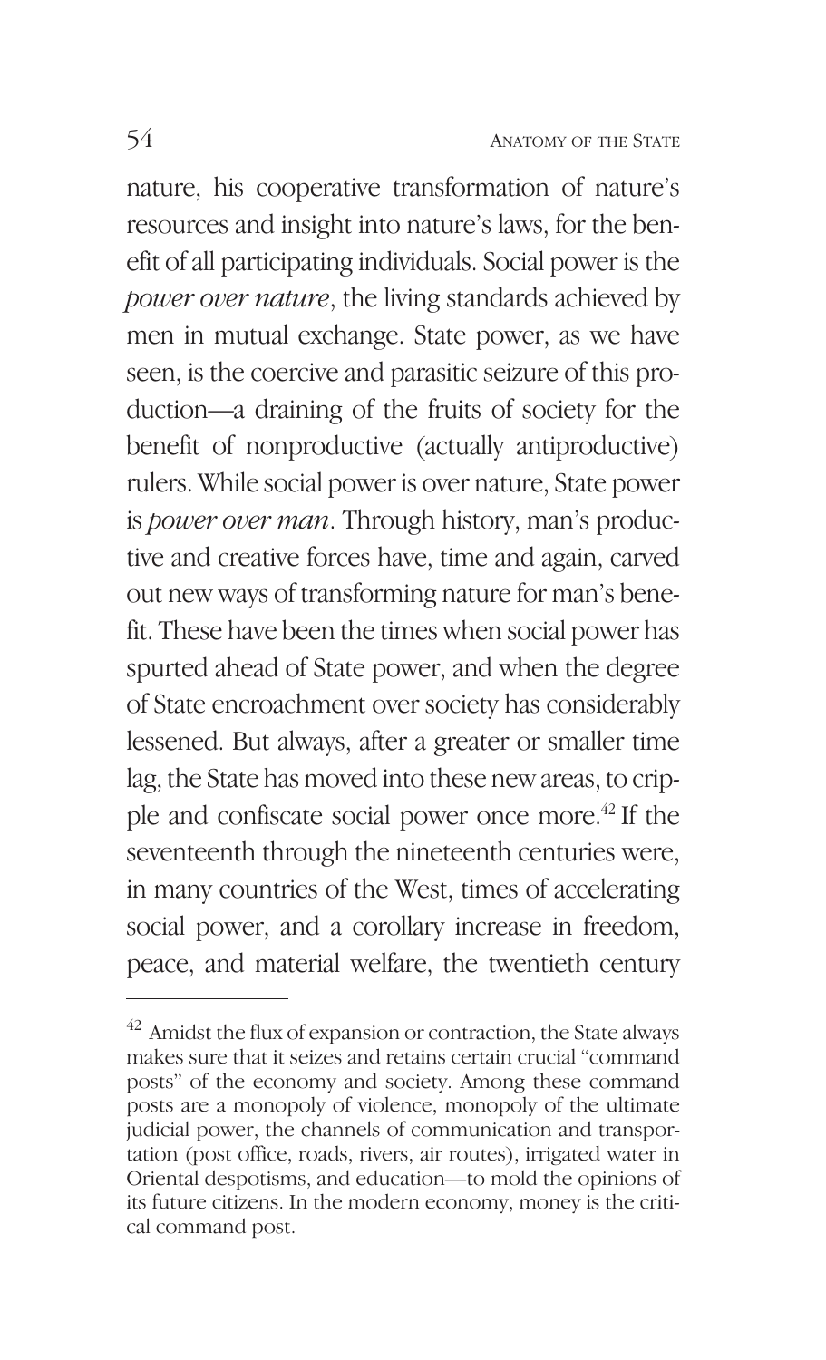nature, his cooperative transformation of nature's resources and insight into nature's laws, for the benefit of all participating individuals. Social power is the *power over nature*, the living standards achieved by men in mutual exchange. State power, as we have seen, is the coercive and parasitic seizure of this production—a draining of the fruits of society for the benefit of nonproductive (actually antiproductive) rulers. While social power is over nature, State power is *power over man*. Through history, man's productive and creative forces have, time and again, carved out new ways of transforming nature for man's benefit. These have been the times when social power has spurted ahead of State power, and when the degree of State encroachment over society has considerably lessened. But always, after a greater or smaller time lag, the State has moved into these new areas, to cripple and confiscate social power once more.[42] If the seventeenth through the nineteenth centuries were, in many countries of the West, times of accelerating social power, and a corollary increase in freedom, peace, and material welfare, the twentieth century

---

[42] Amidst the flux of expansion or contraction, the State always makes sure that it seizes and retains certain crucial "command posts" of the economy and society. Among these command posts are a monopoly of violence, monopoly of the ultimate judicial power, the channels of communication and transportation (post office, roads, rivers, air routes), irrigated water in Oriental despotisms, and education—to mold the opinions of its future citizens. In the modern economy, money is the critical command post.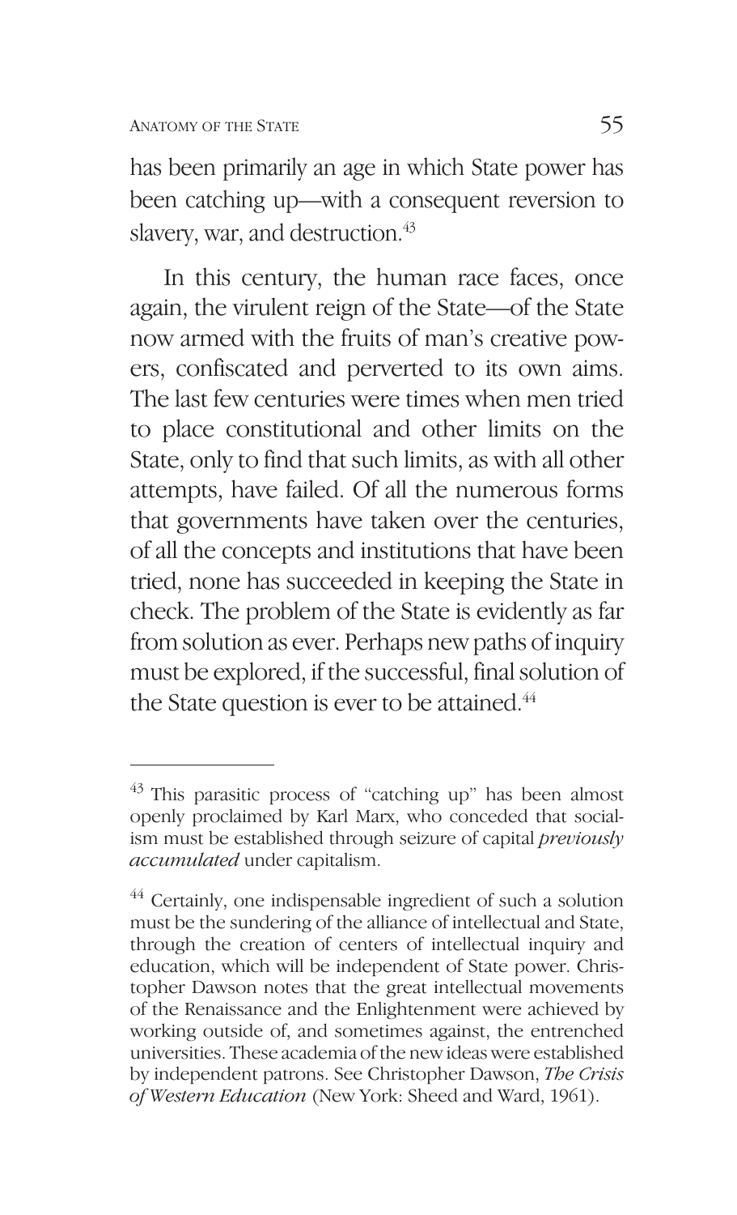has been primarily an age in which State power has been catching up—with a consequent reversion to slavery, war, and destruction.[43]

In this century, the human race faces, once again, the virulent reign of the State—of the State now armed with the fruits of man's creative powers, confiscated and perverted to its own aims. The last few centuries were times when men tried to place constitutional and other limits on the State, only to find that such limits, as with all other attempts, have failed. Of all the numerous forms that governments have taken over the centuries, of all the concepts and institutions that have been tried, none has succeeded in keeping the State in check. The problem of the State is evidently as far from solution as ever. Perhaps new paths of inquiry must be explored, if the successful, final solution of the State question is ever to be attained.[44]

---

[43] This parasitic process of "catching up" has been almost openly proclaimed by Karl Marx, who conceded that socialism must be established through seizure of capital *previously accumulated* under capitalism.

[44] Certainly, one indispensable ingredient of such a solution must be the sundering of the alliance of intellectual and State, through the creation of centers of intellectual inquiry and education, which will be independent of State power. Christopher Dawson notes that the great intellectual movements of the Renaissance and the Enlightenment were achieved by working outside of, and sometimes against, the entrenched universities. These academia of the new ideas were established by independent patrons. See Christopher Dawson, *The Crisis of Western Education* (New York: Sheed and Ward, 1961).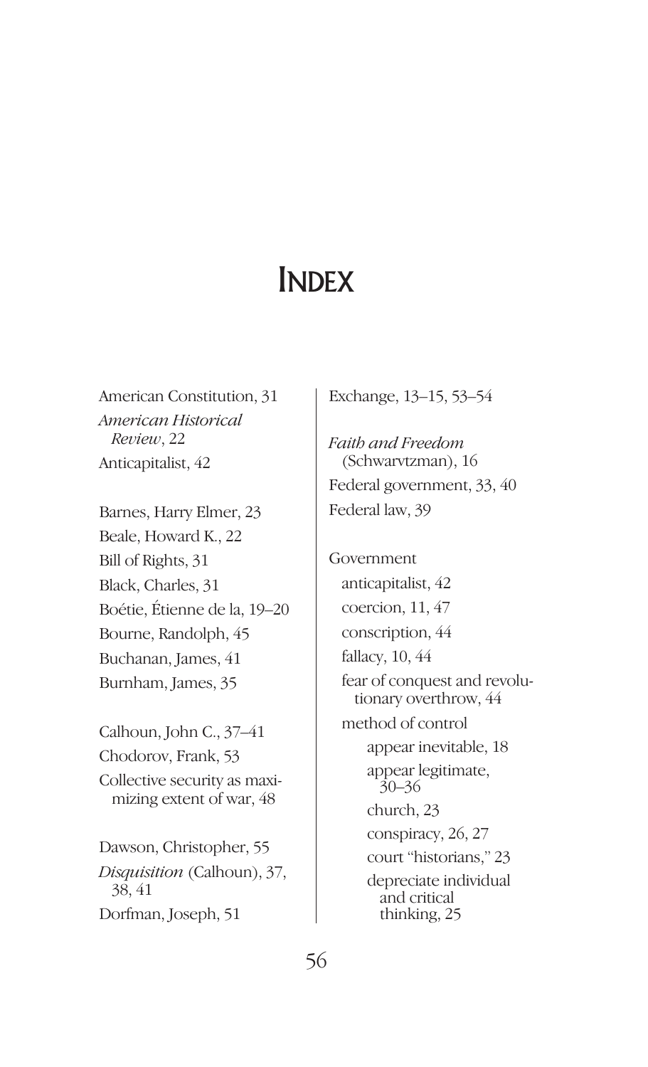# Index

American Constitution, 31
*American Historical Review*, 22
Anticapitalist, 42

Barnes, Harry Elmer, 23
Beale, Howard K., 22
Bill of Rights, 31
Black, Charles, 31
Boétie, Étienne de la, 19–20
Bourne, Randolph, 45
Buchanan, James, 41
Burnham, James, 35

Calhoun, John C., 37–41
Chodorov, Frank, 53
Collective security as maximizing extent of war, 48

Dawson, Christopher, 55
*Disquisition* (Calhoun), 37, 38, 41
Dorfman, Joseph, 51

Exchange, 13–15, 53–54

*Faith and Freedom* (Schwarvtzman), 16
Federal government, 33, 40
Federal law, 39

Government
- anticapitalist, 42
- coercion, 11, 47
- conscription, 44
- fallacy, 10, 44
- fear of conquest and revolutionary overthrow, 44
- method of control
  - appear inevitable, 18
  - appear legitimate, 30–36
  - church, 23
  - conspiracy, 26, 27
  - court "historians," 23
  - depreciate individual and critical thinking, 25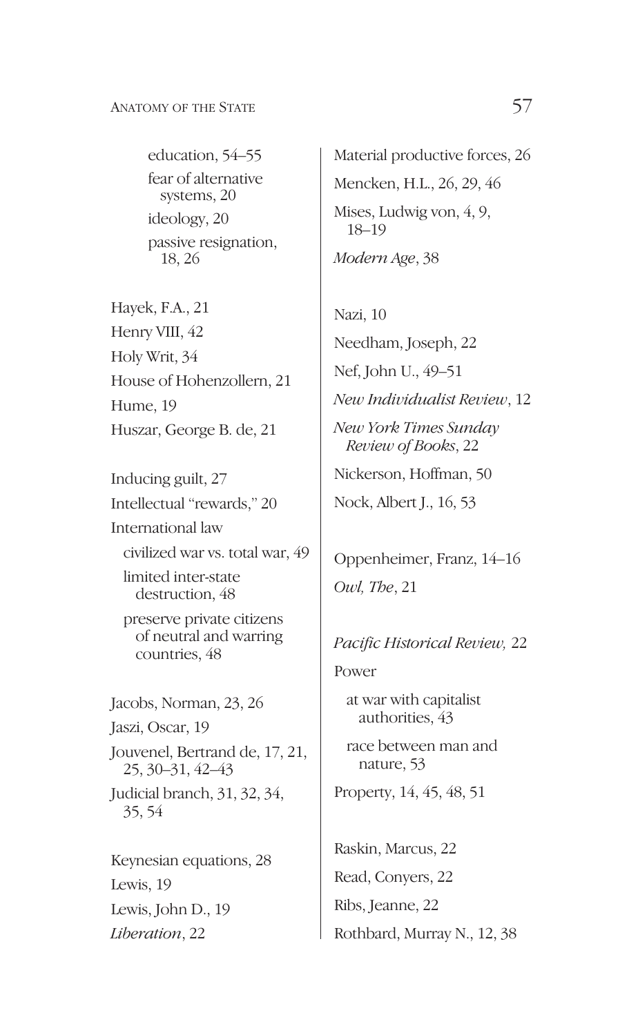- education, 54–55
- fear of alternative systems, 20
- ideology, 20
- passive resignation, 18, 26

Hayek, F.A., 21
Henry VIII, 42
Holy Writ, 34
House of Hohenzollern, 21
Hume, 19
Huszar, George B. de, 21

Inducing guilt, 27
Intellectual "rewards," 20
International law
- civilized war vs. total war, 49
- limited inter-state destruction, 48
- preserve private citizens of neutral and warring countries, 48

Jacobs, Norman, 23, 26
Jaszi, Oscar, 19
Jouvenel, Bertrand de, 17, 21, 25, 30–31, 42–43
Judicial branch, 31, 32, 34, 35, 54

Keynesian equations, 28
Lewis, 19
Lewis, John D., 19
*Liberation*, 22

Material productive forces, 26
Mencken, H.L., 26, 29, 46
Mises, Ludwig von, 4, 9, 18–19
*Modern Age*, 38

Nazi, 10
Needham, Joseph, 22
Nef, John U., 49–51
*New Individualist Review*, 12
*New York Times Sunday Review of Books*, 22
Nickerson, Hoffman, 50
Nock, Albert J., 16, 53

Oppenheimer, Franz, 14–16
*Owl, The*, 21

*Pacific Historical Review,* 22
Power
- at war with capitalist authorities, 43
- race between man and nature, 53

Property, 14, 45, 48, 51

Raskin, Marcus, 22
Read, Conyers, 22
Ribs, Jeanne, 22
Rothbard, Murray N., 12, 38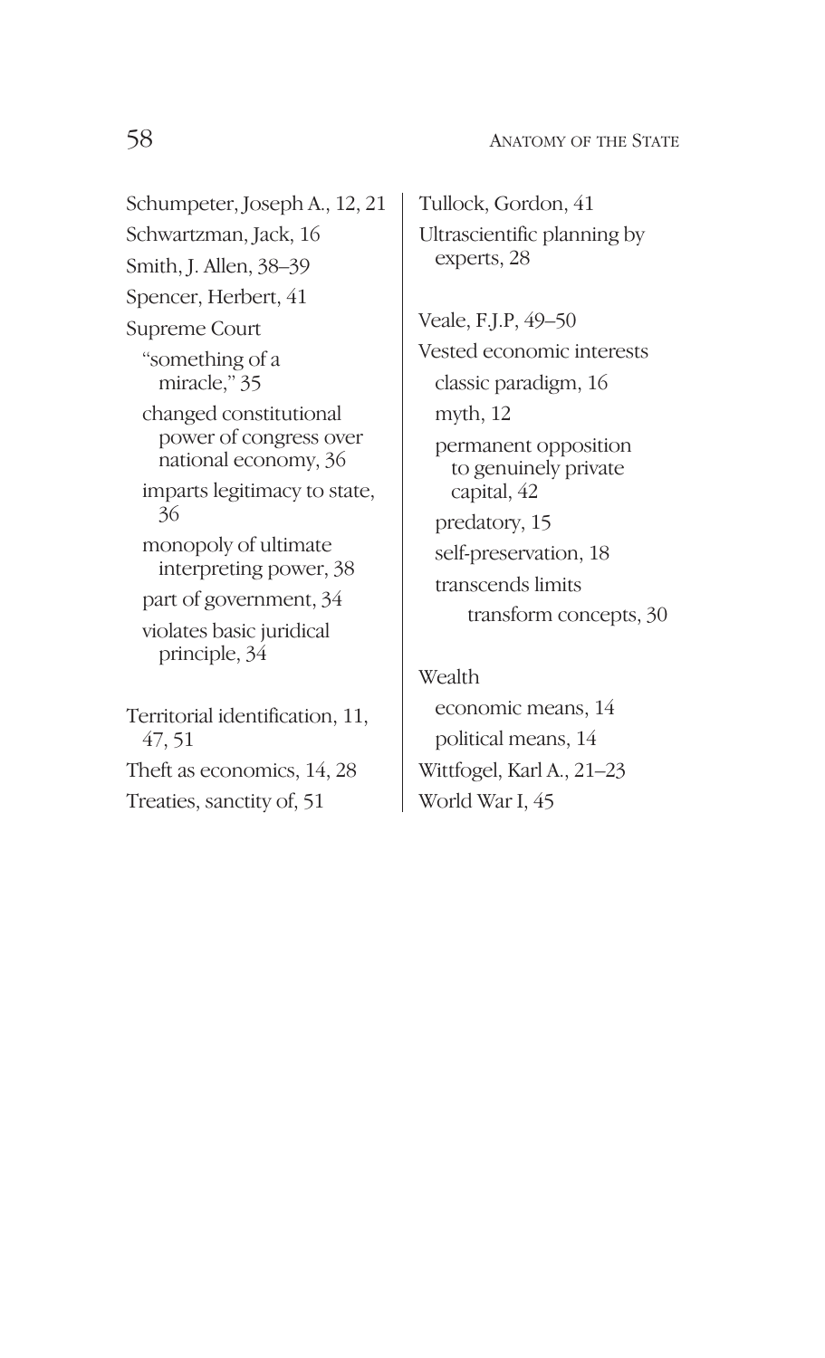Schumpeter, Joseph A., 12, 21
Schwartzman, Jack, 16
Smith, J. Allen, 38–39
Spencer, Herbert, 41
Supreme Court
- "something of a miracle," 35
- changed constitutional power of congress over national economy, 36
- imparts legitimacy to state, 36
- monopoly of ultimate interpreting power, 38
- part of government, 34
- violates basic juridical principle, 34

Territorial identification, 11, 47, 51
Theft as economics, 14, 28
Treaties, sanctity of, 51
Tullock, Gordon, 41
Ultrascientific planning by experts, 28

Veale, F.J.P, 49–50
Vested economic interests
- classic paradigm, 16
- myth, 12
- permanent opposition to genuinely private capital, 42
- predatory, 15
- self-preservation, 18
- transcends limits
  - transform concepts, 30

Wealth
- economic means, 14
- political means, 14

Wittfogel, Karl A., 21–23
World War I, 45